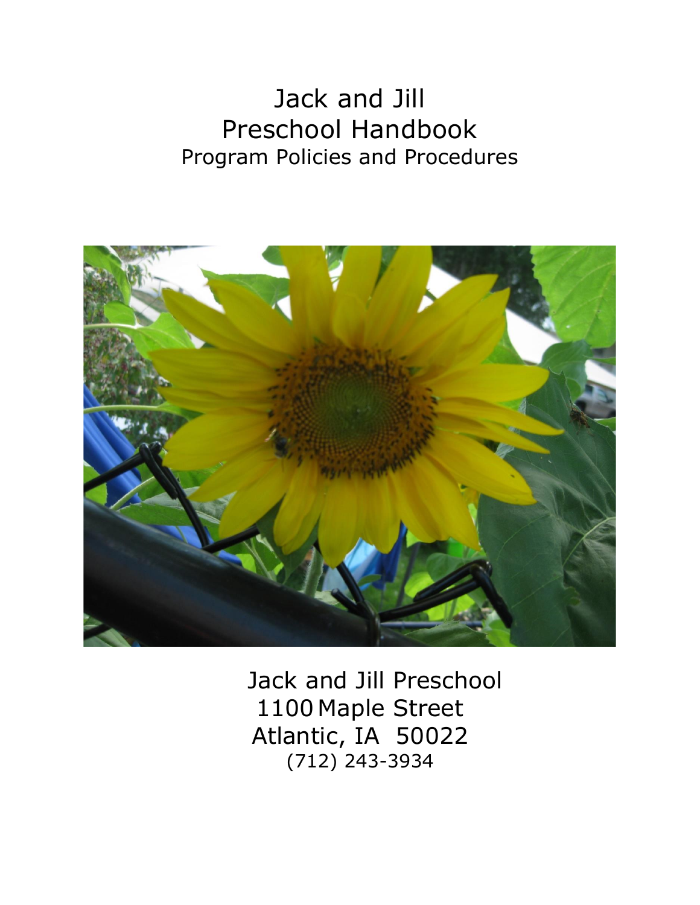# Jack and Jill
# Preschool Handbook
## Program Policies and Procedures

Jack and Jill Preschool
1100 Maple Street
Atlantic, IA 50022
(712) 243-3934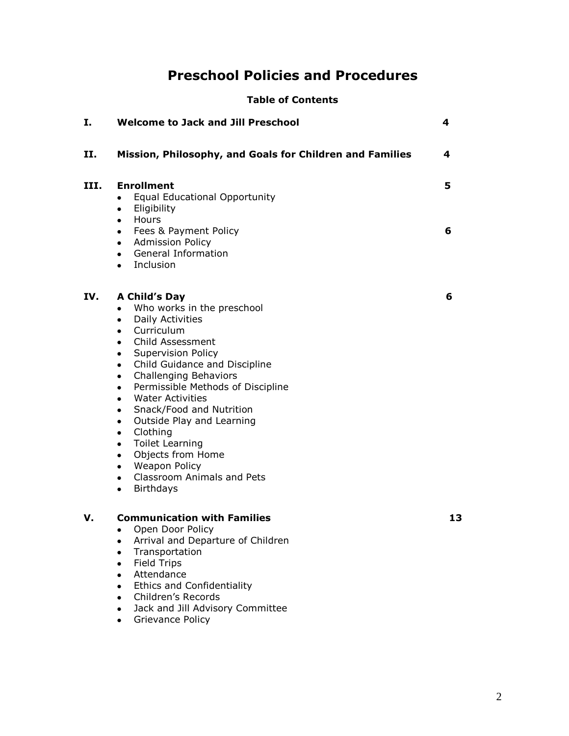# Preschool Policies and Procedures

**Table of Contents**

**I. Welcome to Jack and Jill Preschool** **4**

**II. Mission, Philosophy, and Goals for Children and Families** **4**

**III. Enrollment** **5**

- Equal Educational Opportunity
- Eligibility
- Hours
- Fees & Payment Policy **6**
- Admission Policy
- General Information
- Inclusion

**IV. A Child's Day** **6**

- Who works in the preschool
- Daily Activities
- Curriculum
- Child Assessment
- Supervision Policy
- Child Guidance and Discipline
- Challenging Behaviors
- Permissible Methods of Discipline
- Water Activities
- Snack/Food and Nutrition
- Outside Play and Learning
- Clothing
- Toilet Learning
- Objects from Home
- Weapon Policy
- Classroom Animals and Pets
- Birthdays

**V. Communication with Families** **13**

- Open Door Policy
- Arrival and Departure of Children
- Transportation
- Field Trips
- Attendance
- Ethics and Confidentiality
- Children's Records
- Jack and Jill Advisory Committee
- Grievance Policy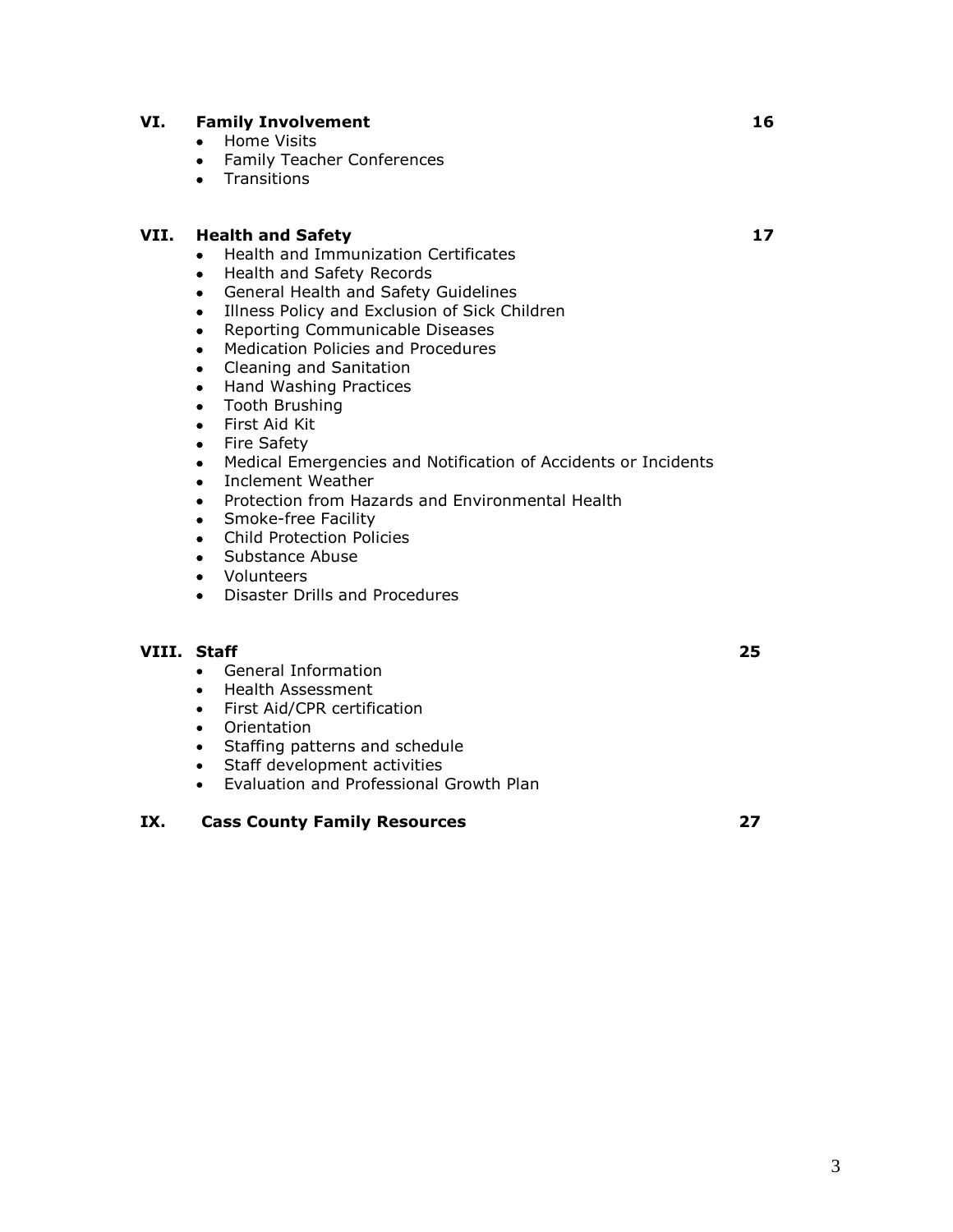**VI. Family Involvement** **16**

- Home Visits
- Family Teacher Conferences
- Transitions

**VII. Health and Safety** **17**

- Health and Immunization Certificates
- Health and Safety Records
- General Health and Safety Guidelines
- Illness Policy and Exclusion of Sick Children
- Reporting Communicable Diseases
- Medication Policies and Procedures
- Cleaning and Sanitation
- Hand Washing Practices
- Tooth Brushing
- First Aid Kit
- Fire Safety
- Medical Emergencies and Notification of Accidents or Incidents
- Inclement Weather
- Protection from Hazards and Environmental Health
- Smoke-free Facility
- Child Protection Policies
- Substance Abuse
- Volunteers
- Disaster Drills and Procedures

**VIII. Staff** **25**

- General Information
- Health Assessment
- First Aid/CPR certification
- Orientation
- Staffing patterns and schedule
- Staff development activities
- Evaluation and Professional Growth Plan

**IX. Cass County Family Resources** **27**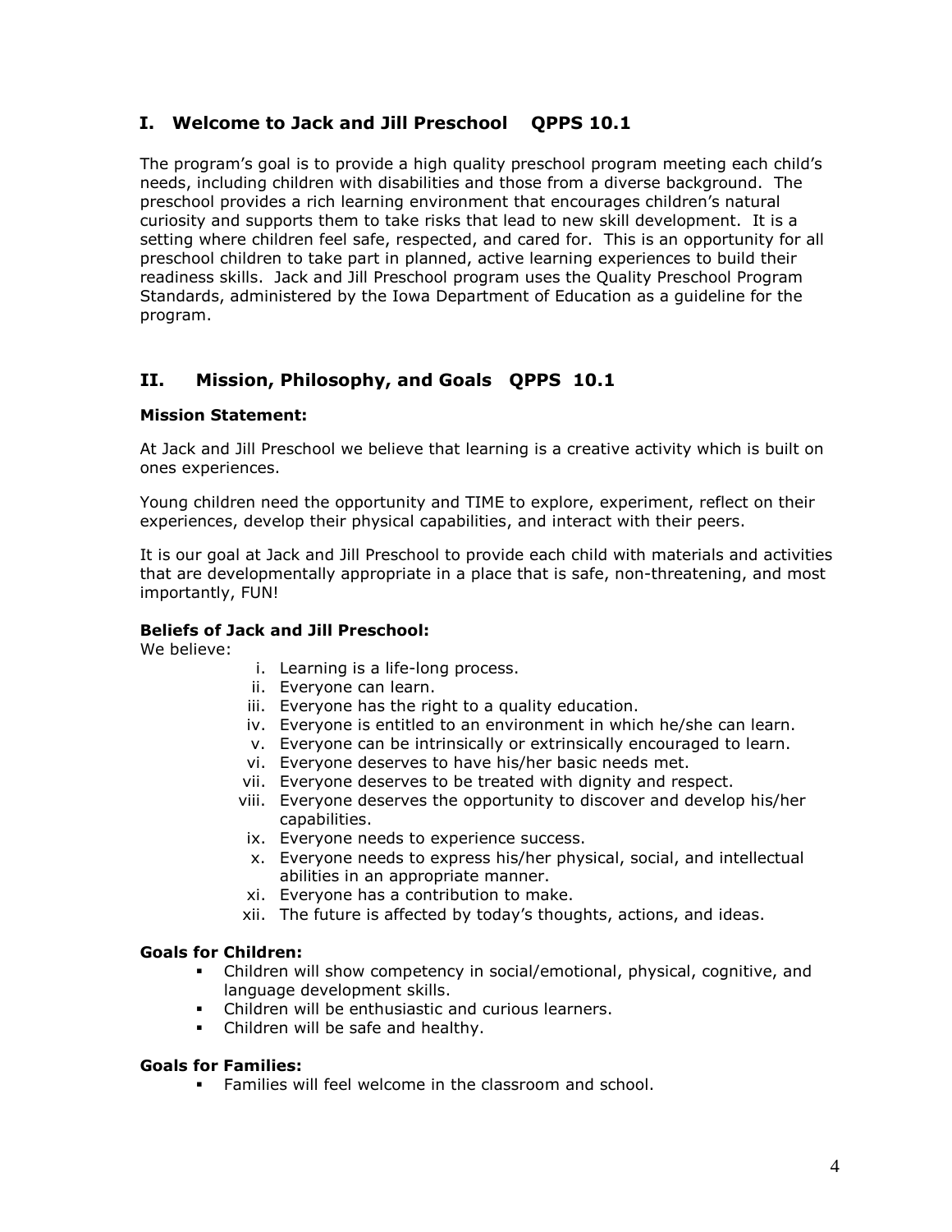## I. Welcome to Jack and Jill Preschool QPPS 10.1

The program's goal is to provide a high quality preschool program meeting each child's needs, including children with disabilities and those from a diverse background. The preschool provides a rich learning environment that encourages children's natural curiosity and supports them to take risks that lead to new skill development. It is a setting where children feel safe, respected, and cared for. This is an opportunity for all preschool children to take part in planned, active learning experiences to build their readiness skills. Jack and Jill Preschool program uses the Quality Preschool Program Standards, administered by the Iowa Department of Education as a guideline for the program.

## II. Mission, Philosophy, and Goals QPPS 10.1

**Mission Statement:**

At Jack and Jill Preschool we believe that learning is a creative activity which is built on ones experiences.

Young children need the opportunity and TIME to explore, experiment, reflect on their experiences, develop their physical capabilities, and interact with their peers.

It is our goal at Jack and Jill Preschool to provide each child with materials and activities that are developmentally appropriate in a place that is safe, non-threatening, and most importantly, FUN!

**Beliefs of Jack and Jill Preschool:**

We believe:

i. Learning is a life-long process.
ii. Everyone can learn.
iii. Everyone has the right to a quality education.
iv. Everyone is entitled to an environment in which he/she can learn.
v. Everyone can be intrinsically or extrinsically encouraged to learn.
vi. Everyone deserves to have his/her basic needs met.
vii. Everyone deserves to be treated with dignity and respect.
viii. Everyone deserves the opportunity to discover and develop his/her capabilities.
ix. Everyone needs to experience success.
x. Everyone needs to express his/her physical, social, and intellectual abilities in an appropriate manner.
xi. Everyone has a contribution to make.
xii. The future is affected by today's thoughts, actions, and ideas.

**Goals for Children:**

- Children will show competency in social/emotional, physical, cognitive, and language development skills.
- Children will be enthusiastic and curious learners.
- Children will be safe and healthy.

**Goals for Families:**

- Families will feel welcome in the classroom and school.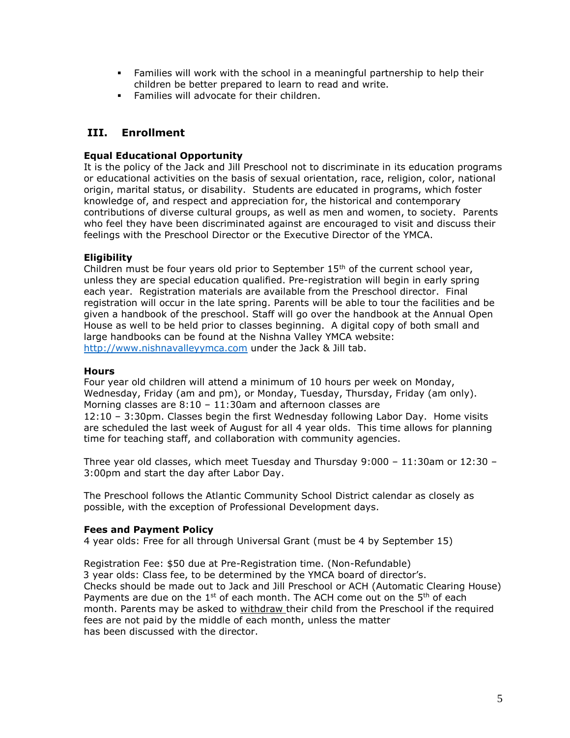- Families will work with the school in a meaningful partnership to help their children be better prepared to learn to read and write.
- Families will advocate for their children.

## III. Enrollment

**Equal Educational Opportunity**
It is the policy of the Jack and Jill Preschool not to discriminate in its education programs or educational activities on the basis of sexual orientation, race, religion, color, national origin, marital status, or disability. Students are educated in programs, which foster knowledge of, and respect and appreciation for, the historical and contemporary contributions of diverse cultural groups, as well as men and women, to society. Parents who feel they have been discriminated against are encouraged to visit and discuss their feelings with the Preschool Director or the Executive Director of the YMCA.

**Eligibility**
Children must be four years old prior to September 15th of the current school year, unless they are special education qualified. Pre-registration will begin in early spring each year. Registration materials are available from the Preschool director. Final registration will occur in the late spring. Parents will be able to tour the facilities and be given a handbook of the preschool. Staff will go over the handbook at the Annual Open House as well to be held prior to classes beginning. A digital copy of both small and large handbooks can be found at the Nishna Valley YMCA website: http://www.nishnavalleyymca.com under the Jack & Jill tab.

**Hours**
Four year old children will attend a minimum of 10 hours per week on Monday, Wednesday, Friday (am and pm), or Monday, Tuesday, Thursday, Friday (am only). Morning classes are 8:10 – 11:30am and afternoon classes are 12:10 – 3:30pm. Classes begin the first Wednesday following Labor Day. Home visits are scheduled the last week of August for all 4 year olds. This time allows for planning time for teaching staff, and collaboration with community agencies.

Three year old classes, which meet Tuesday and Thursday 9:000 – 11:30am or 12:30 – 3:00pm and start the day after Labor Day.

The Preschool follows the Atlantic Community School District calendar as closely as possible, with the exception of Professional Development days.

**Fees and Payment Policy**
4 year olds: Free for all through Universal Grant (must be 4 by September 15)

Registration Fee: $50 due at Pre-Registration time. (Non-Refundable)
3 year olds: Class fee, to be determined by the YMCA board of director's.
Checks should be made out to Jack and Jill Preschool or ACH (Automatic Clearing House) Payments are due on the 1st of each month. The ACH come out on the 5th of each month. Parents may be asked to withdraw their child from the Preschool if the required fees are not paid by the middle of each month, unless the matter has been discussed with the director.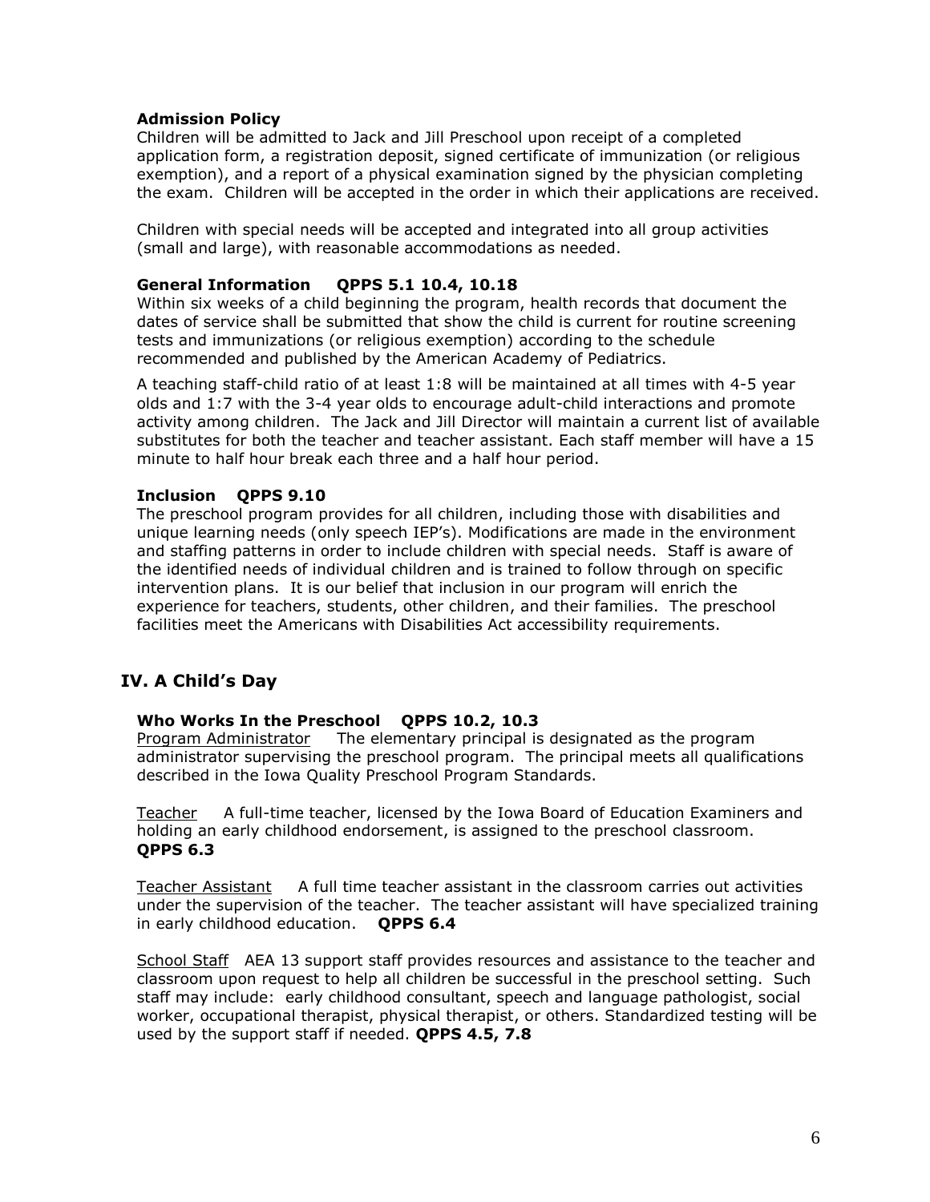### Admission Policy

Children will be admitted to Jack and Jill Preschool upon receipt of a completed application form, a registration deposit, signed certificate of immunization (or religious exemption), and a report of a physical examination signed by the physician completing the exam. Children will be accepted in the order in which their applications are received.

Children with special needs will be accepted and integrated into all group activities (small and large), with reasonable accommodations as needed.

### General Information QPPS 5.1 10.4, 10.18

Within six weeks of a child beginning the program, health records that document the dates of service shall be submitted that show the child is current for routine screening tests and immunizations (or religious exemption) according to the schedule recommended and published by the American Academy of Pediatrics.

A teaching staff-child ratio of at least 1:8 will be maintained at all times with 4-5 year olds and 1:7 with the 3-4 year olds to encourage adult-child interactions and promote activity among children. The Jack and Jill Director will maintain a current list of available substitutes for both the teacher and teacher assistant. Each staff member will have a 15 minute to half hour break each three and a half hour period.

### Inclusion QPPS 9.10

The preschool program provides for all children, including those with disabilities and unique learning needs (only speech IEP's). Modifications are made in the environment and staffing patterns in order to include children with special needs. Staff is aware of the identified needs of individual children and is trained to follow through on specific intervention plans. It is our belief that inclusion in our program will enrich the experience for teachers, students, other children, and their families. The preschool facilities meet the Americans with Disabilities Act accessibility requirements.

## IV. A Child's Day

### Who Works In the Preschool QPPS 10.2, 10.3

Program Administrator The elementary principal is designated as the program administrator supervising the preschool program. The principal meets all qualifications described in the Iowa Quality Preschool Program Standards.

Teacher A full-time teacher, licensed by the Iowa Board of Education Examiners and holding an early childhood endorsement, is assigned to the preschool classroom. **QPPS 6.3**

Teacher Assistant A full time teacher assistant in the classroom carries out activities under the supervision of the teacher. The teacher assistant will have specialized training in early childhood education. **QPPS 6.4**

School Staff AEA 13 support staff provides resources and assistance to the teacher and classroom upon request to help all children be successful in the preschool setting. Such staff may include: early childhood consultant, speech and language pathologist, social worker, occupational therapist, physical therapist, or others. Standardized testing will be used by the support staff if needed. **QPPS 4.5, 7.8**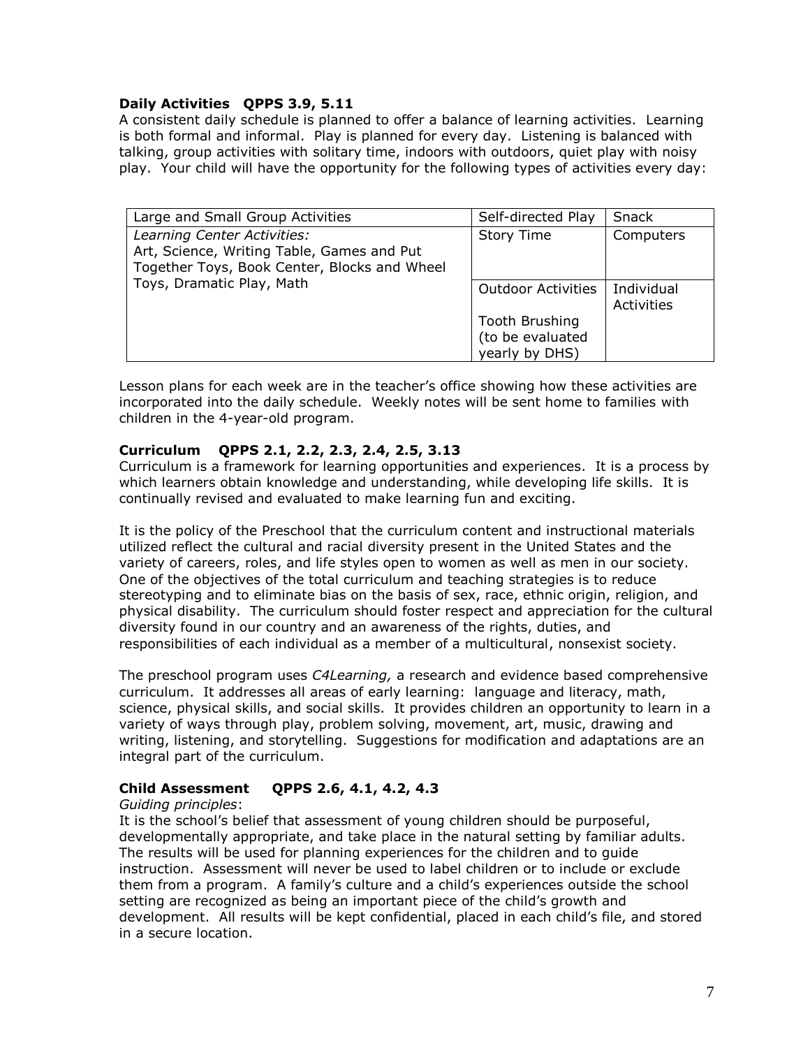**Daily Activities QPPS 3.9, 5.11**

A consistent daily schedule is planned to offer a balance of learning activities. Learning is both formal and informal. Play is planned for every day. Listening is balanced with talking, group activities with solitary time, indoors with outdoors, quiet play with noisy play. Your child will have the opportunity for the following types of activities every day:

| Large and Small Group Activities | Self-directed Play | Snack |
|---|---|---|
| *Learning Center Activities:* Art, Science, Writing Table, Games and Put Together Toys, Book Center, Blocks and Wheel Toys, Dramatic Play, Math | Story Time | Computers |
| | Outdoor Activities | Individual Activities |
| | Tooth Brushing (to be evaluated yearly by DHS) | |

Lesson plans for each week are in the teacher's office showing how these activities are incorporated into the daily schedule. Weekly notes will be sent home to families with children in the 4-year-old program.

**Curriculum QPPS 2.1, 2.2, 2.3, 2.4, 2.5, 3.13**

Curriculum is a framework for learning opportunities and experiences. It is a process by which learners obtain knowledge and understanding, while developing life skills. It is continually revised and evaluated to make learning fun and exciting.

It is the policy of the Preschool that the curriculum content and instructional materials utilized reflect the cultural and racial diversity present in the United States and the variety of careers, roles, and life styles open to women as well as men in our society. One of the objectives of the total curriculum and teaching strategies is to reduce stereotyping and to eliminate bias on the basis of sex, race, ethnic origin, religion, and physical disability. The curriculum should foster respect and appreciation for the cultural diversity found in our country and an awareness of the rights, duties, and responsibilities of each individual as a member of a multicultural, nonsexist society.

The preschool program uses *C4Learning,* a research and evidence based comprehensive curriculum. It addresses all areas of early learning: language and literacy, math, science, physical skills, and social skills. It provides children an opportunity to learn in a variety of ways through play, problem solving, movement, art, music, drawing and writing, listening, and storytelling. Suggestions for modification and adaptations are an integral part of the curriculum.

**Child Assessment QPPS 2.6, 4.1, 4.2, 4.3**

*Guiding principles*:

It is the school's belief that assessment of young children should be purposeful, developmentally appropriate, and take place in the natural setting by familiar adults. The results will be used for planning experiences for the children and to guide instruction. Assessment will never be used to label children or to include or exclude them from a program. A family's culture and a child's experiences outside the school setting are recognized as being an important piece of the child's growth and development. All results will be kept confidential, placed in each child's file, and stored in a secure location.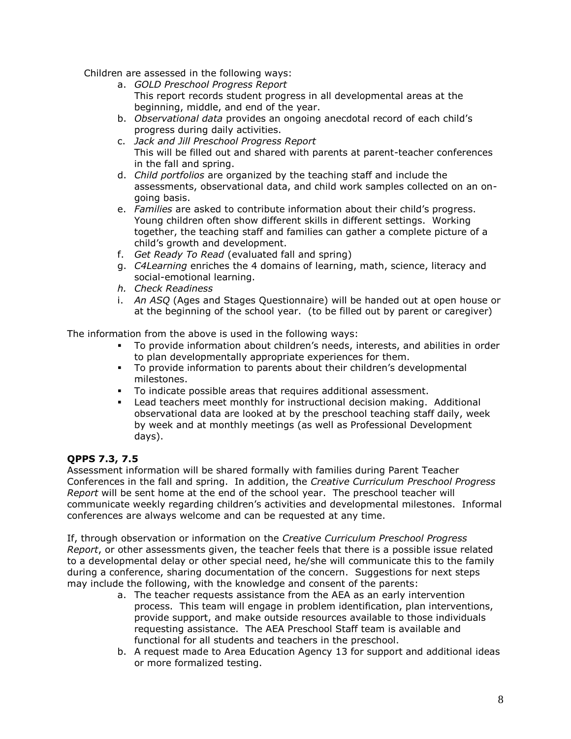Children are assessed in the following ways:

a. *GOLD Preschool Progress Report*
   This report records student progress in all developmental areas at the beginning, middle, and end of the year.
b. *Observational data* provides an ongoing anecdotal record of each child's progress during daily activities.
c. *Jack and Jill Preschool Progress Report*
   This will be filled out and shared with parents at parent-teacher conferences in the fall and spring.
d. *Child portfolios* are organized by the teaching staff and include the assessments, observational data, and child work samples collected on an on-going basis.
e. *Families* are asked to contribute information about their child's progress. Young children often show different skills in different settings. Working together, the teaching staff and families can gather a complete picture of a child's growth and development.
f. *Get Ready To Read* (evaluated fall and spring)
g. *C4Learning* enriches the 4 domains of learning, math, science, literacy and social-emotional learning.
h. *Check Readiness*
i. *An ASQ* (Ages and Stages Questionnaire) will be handed out at open house or at the beginning of the school year. (to be filled out by parent or caregiver)

The information from the above is used in the following ways:

- To provide information about children's needs, interests, and abilities in order to plan developmentally appropriate experiences for them.
- To provide information to parents about their children's developmental milestones.
- To indicate possible areas that requires additional assessment.
- Lead teachers meet monthly for instructional decision making. Additional observational data are looked at by the preschool teaching staff daily, week by week and at monthly meetings (as well as Professional Development days).

**QPPS 7.3, 7.5**

Assessment information will be shared formally with families during Parent Teacher Conferences in the fall and spring. In addition, the *Creative Curriculum Preschool Progress Report* will be sent home at the end of the school year. The preschool teacher will communicate weekly regarding children's activities and developmental milestones. Informal conferences are always welcome and can be requested at any time.

If, through observation or information on the *Creative Curriculum Preschool Progress Report*, or other assessments given, the teacher feels that there is a possible issue related to a developmental delay or other special need, he/she will communicate this to the family during a conference, sharing documentation of the concern. Suggestions for next steps may include the following, with the knowledge and consent of the parents:

a. The teacher requests assistance from the AEA as an early intervention process. This team will engage in problem identification, plan interventions, provide support, and make outside resources available to those individuals requesting assistance. The AEA Preschool Staff team is available and functional for all students and teachers in the preschool.
b. A request made to Area Education Agency 13 for support and additional ideas or more formalized testing.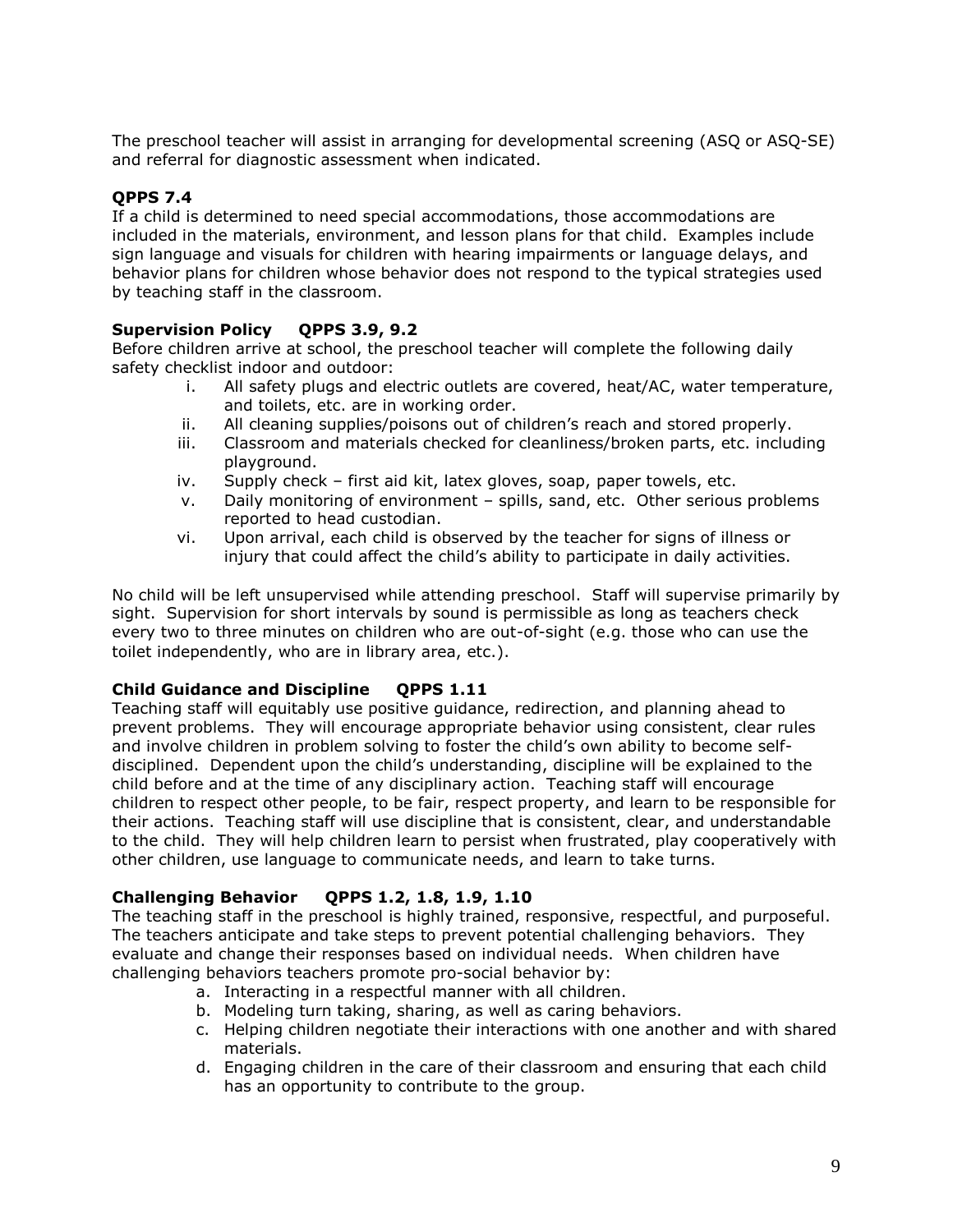The preschool teacher will assist in arranging for developmental screening (ASQ or ASQ-SE) and referral for diagnostic assessment when indicated.

**QPPS 7.4**

If a child is determined to need special accommodations, those accommodations are included in the materials, environment, and lesson plans for that child. Examples include sign language and visuals for children with hearing impairments or language delays, and behavior plans for children whose behavior does not respond to the typical strategies used by teaching staff in the classroom.

**Supervision Policy QPPS 3.9, 9.2**

Before children arrive at school, the preschool teacher will complete the following daily safety checklist indoor and outdoor:

- i. All safety plugs and electric outlets are covered, heat/AC, water temperature, and toilets, etc. are in working order.
- ii. All cleaning supplies/poisons out of children's reach and stored properly.
- iii. Classroom and materials checked for cleanliness/broken parts, etc. including playground.
- iv. Supply check – first aid kit, latex gloves, soap, paper towels, etc.
- v. Daily monitoring of environment – spills, sand, etc. Other serious problems reported to head custodian.
- vi. Upon arrival, each child is observed by the teacher for signs of illness or injury that could affect the child's ability to participate in daily activities.

No child will be left unsupervised while attending preschool. Staff will supervise primarily by sight. Supervision for short intervals by sound is permissible as long as teachers check every two to three minutes on children who are out-of-sight (e.g. those who can use the toilet independently, who are in library area, etc.).

**Child Guidance and Discipline QPPS 1.11**

Teaching staff will equitably use positive guidance, redirection, and planning ahead to prevent problems. They will encourage appropriate behavior using consistent, clear rules and involve children in problem solving to foster the child's own ability to become self-disciplined. Dependent upon the child's understanding, discipline will be explained to the child before and at the time of any disciplinary action. Teaching staff will encourage children to respect other people, to be fair, respect property, and learn to be responsible for their actions. Teaching staff will use discipline that is consistent, clear, and understandable to the child. They will help children learn to persist when frustrated, play cooperatively with other children, use language to communicate needs, and learn to take turns.

**Challenging Behavior QPPS 1.2, 1.8, 1.9, 1.10**

The teaching staff in the preschool is highly trained, responsive, respectful, and purposeful. The teachers anticipate and take steps to prevent potential challenging behaviors. They evaluate and change their responses based on individual needs. When children have challenging behaviors teachers promote pro-social behavior by:

- a. Interacting in a respectful manner with all children.
- b. Modeling turn taking, sharing, as well as caring behaviors.
- c. Helping children negotiate their interactions with one another and with shared materials.
- d. Engaging children in the care of their classroom and ensuring that each child has an opportunity to contribute to the group.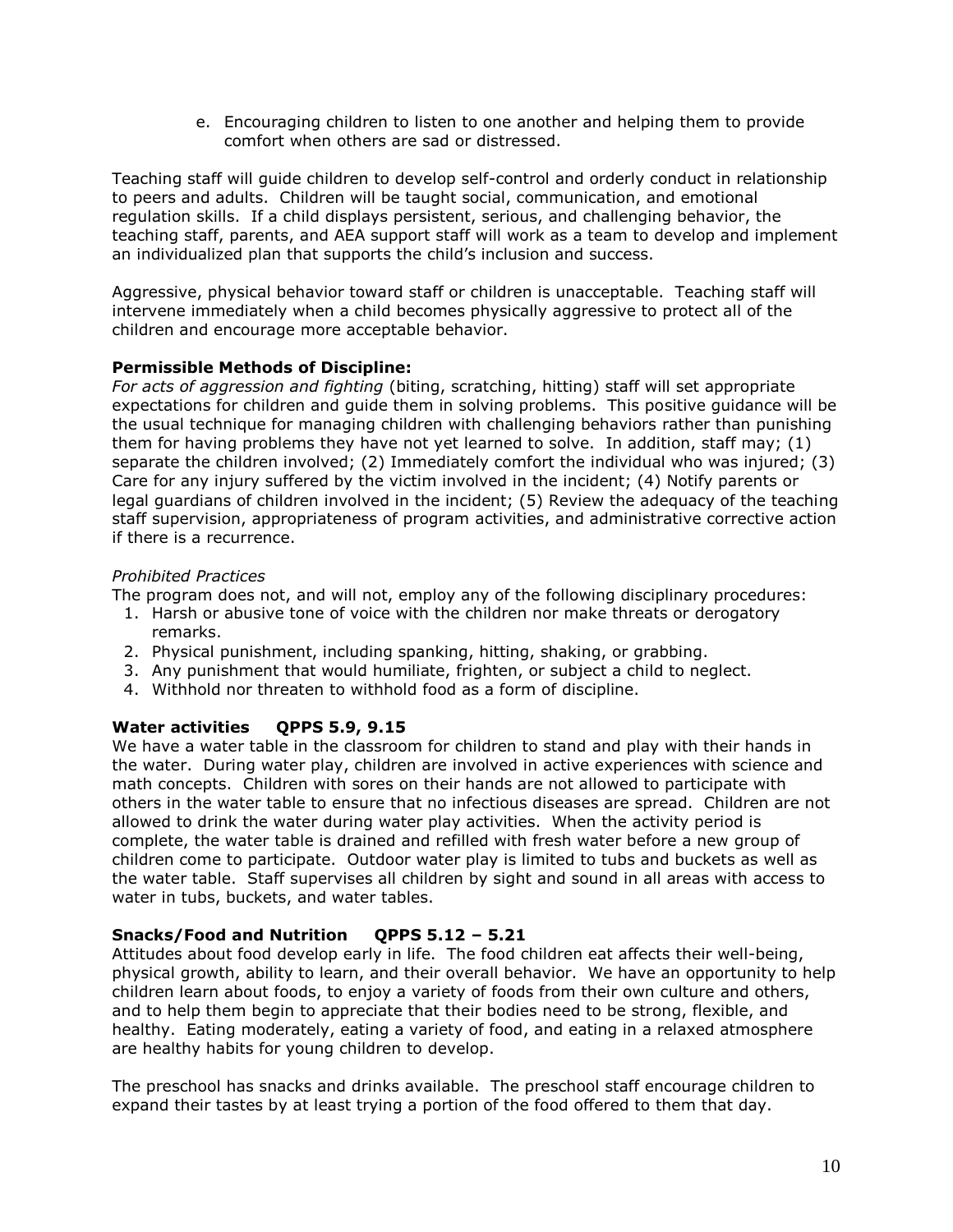e. Encouraging children to listen to one another and helping them to provide comfort when others are sad or distressed.

Teaching staff will guide children to develop self-control and orderly conduct in relationship to peers and adults. Children will be taught social, communication, and emotional regulation skills. If a child displays persistent, serious, and challenging behavior, the teaching staff, parents, and AEA support staff will work as a team to develop and implement an individualized plan that supports the child's inclusion and success.

Aggressive, physical behavior toward staff or children is unacceptable. Teaching staff will intervene immediately when a child becomes physically aggressive to protect all of the children and encourage more acceptable behavior.

**Permissible Methods of Discipline:**
*For acts of aggression and fighting* (biting, scratching, hitting) staff will set appropriate expectations for children and guide them in solving problems. This positive guidance will be the usual technique for managing children with challenging behaviors rather than punishing them for having problems they have not yet learned to solve. In addition, staff may; (1) separate the children involved; (2) Immediately comfort the individual who was injured; (3) Care for any injury suffered by the victim involved in the incident; (4) Notify parents or legal guardians of children involved in the incident; (5) Review the adequacy of the teaching staff supervision, appropriateness of program activities, and administrative corrective action if there is a recurrence.

*Prohibited Practices*
The program does not, and will not, employ any of the following disciplinary procedures:

1. Harsh or abusive tone of voice with the children nor make threats or derogatory remarks.
2. Physical punishment, including spanking, hitting, shaking, or grabbing.
3. Any punishment that would humiliate, frighten, or subject a child to neglect.
4. Withhold nor threaten to withhold food as a form of discipline.

**Water activities QPPS 5.9, 9.15**
We have a water table in the classroom for children to stand and play with their hands in the water. During water play, children are involved in active experiences with science and math concepts. Children with sores on their hands are not allowed to participate with others in the water table to ensure that no infectious diseases are spread. Children are not allowed to drink the water during water play activities. When the activity period is complete, the water table is drained and refilled with fresh water before a new group of children come to participate. Outdoor water play is limited to tubs and buckets as well as the water table. Staff supervises all children by sight and sound in all areas with access to water in tubs, buckets, and water tables.

**Snacks/Food and Nutrition QPPS 5.12 – 5.21**
Attitudes about food develop early in life. The food children eat affects their well-being, physical growth, ability to learn, and their overall behavior. We have an opportunity to help children learn about foods, to enjoy a variety of foods from their own culture and others, and to help them begin to appreciate that their bodies need to be strong, flexible, and healthy. Eating moderately, eating a variety of food, and eating in a relaxed atmosphere are healthy habits for young children to develop.

The preschool has snacks and drinks available. The preschool staff encourage children to expand their tastes by at least trying a portion of the food offered to them that day.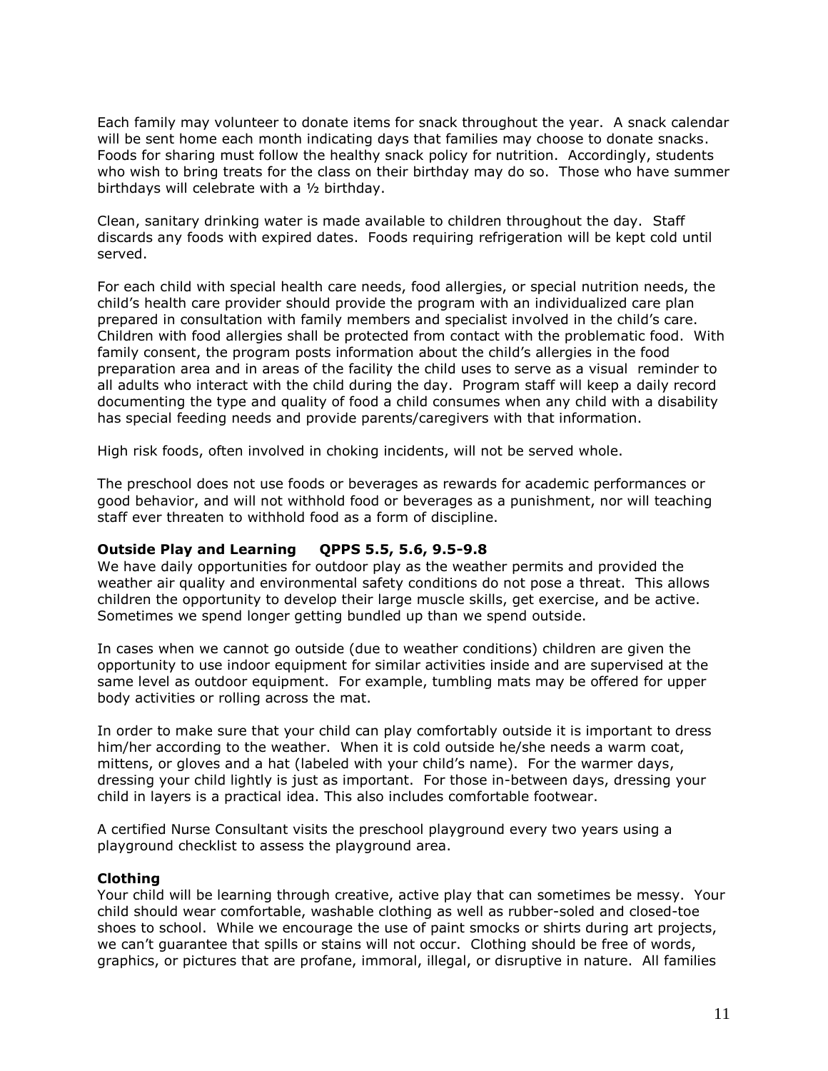Each family may volunteer to donate items for snack throughout the year. A snack calendar will be sent home each month indicating days that families may choose to donate snacks. Foods for sharing must follow the healthy snack policy for nutrition. Accordingly, students who wish to bring treats for the class on their birthday may do so. Those who have summer birthdays will celebrate with a ½ birthday.

Clean, sanitary drinking water is made available to children throughout the day. Staff discards any foods with expired dates. Foods requiring refrigeration will be kept cold until served.

For each child with special health care needs, food allergies, or special nutrition needs, the child's health care provider should provide the program with an individualized care plan prepared in consultation with family members and specialist involved in the child's care. Children with food allergies shall be protected from contact with the problematic food. With family consent, the program posts information about the child's allergies in the food preparation area and in areas of the facility the child uses to serve as a visual reminder to all adults who interact with the child during the day. Program staff will keep a daily record documenting the type and quality of food a child consumes when any child with a disability has special feeding needs and provide parents/caregivers with that information.

High risk foods, often involved in choking incidents, will not be served whole.

The preschool does not use foods or beverages as rewards for academic performances or good behavior, and will not withhold food or beverages as a punishment, nor will teaching staff ever threaten to withhold food as a form of discipline.

**Outside Play and Learning     QPPS 5.5, 5.6, 9.5-9.8**

We have daily opportunities for outdoor play as the weather permits and provided the weather air quality and environmental safety conditions do not pose a threat. This allows children the opportunity to develop their large muscle skills, get exercise, and be active. Sometimes we spend longer getting bundled up than we spend outside.

In cases when we cannot go outside (due to weather conditions) children are given the opportunity to use indoor equipment for similar activities inside and are supervised at the same level as outdoor equipment. For example, tumbling mats may be offered for upper body activities or rolling across the mat.

In order to make sure that your child can play comfortably outside it is important to dress him/her according to the weather. When it is cold outside he/she needs a warm coat, mittens, or gloves and a hat (labeled with your child's name). For the warmer days, dressing your child lightly is just as important. For those in-between days, dressing your child in layers is a practical idea. This also includes comfortable footwear.

A certified Nurse Consultant visits the preschool playground every two years using a playground checklist to assess the playground area.

**Clothing**

Your child will be learning through creative, active play that can sometimes be messy. Your child should wear comfortable, washable clothing as well as rubber-soled and closed-toe shoes to school. While we encourage the use of paint smocks or shirts during art projects, we can't guarantee that spills or stains will not occur. Clothing should be free of words, graphics, or pictures that are profane, immoral, illegal, or disruptive in nature. All families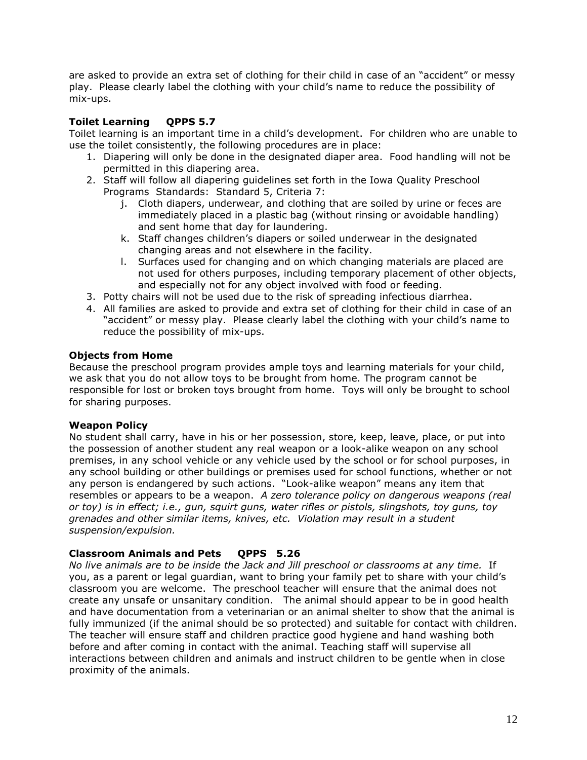are asked to provide an extra set of clothing for their child in case of an "accident" or messy play. Please clearly label the clothing with your child's name to reduce the possibility of mix-ups.

### Toilet Learning QPPS 5.7

Toilet learning is an important time in a child's development. For children who are unable to use the toilet consistently, the following procedures are in place:

1. Diapering will only be done in the designated diaper area. Food handling will not be permitted in this diapering area.
2. Staff will follow all diapering guidelines set forth in the Iowa Quality Preschool Programs Standards: Standard 5, Criteria 7:
   j. Cloth diapers, underwear, and clothing that are soiled by urine or feces are immediately placed in a plastic bag (without rinsing or avoidable handling) and sent home that day for laundering.
   k. Staff changes children's diapers or soiled underwear in the designated changing areas and not elsewhere in the facility.
   l. Surfaces used for changing and on which changing materials are placed are not used for others purposes, including temporary placement of other objects, and especially not for any object involved with food or feeding.
3. Potty chairs will not be used due to the risk of spreading infectious diarrhea.
4. All families are asked to provide and extra set of clothing for their child in case of an "accident" or messy play. Please clearly label the clothing with your child's name to reduce the possibility of mix-ups.

### Objects from Home

Because the preschool program provides ample toys and learning materials for your child, we ask that you do not allow toys to be brought from home. The program cannot be responsible for lost or broken toys brought from home. Toys will only be brought to school for sharing purposes.

### Weapon Policy

No student shall carry, have in his or her possession, store, keep, leave, place, or put into the possession of another student any real weapon or a look-alike weapon on any school premises, in any school vehicle or any vehicle used by the school or for school purposes, in any school building or other buildings or premises used for school functions, whether or not any person is endangered by such actions. "Look-alike weapon" means any item that resembles or appears to be a weapon. *A zero tolerance policy on dangerous weapons (real or toy) is in effect; i.e., gun, squirt guns, water rifles or pistols, slingshots, toy guns, toy grenades and other similar items, knives, etc. Violation may result in a student suspension/expulsion.*

### Classroom Animals and Pets QPPS 5.26

*No live animals are to be inside the Jack and Jill preschool or classrooms at any time.* If you, as a parent or legal guardian, want to bring your family pet to share with your child's classroom you are welcome. The preschool teacher will ensure that the animal does not create any unsafe or unsanitary condition. The animal should appear to be in good health and have documentation from a veterinarian or an animal shelter to show that the animal is fully immunized (if the animal should be so protected) and suitable for contact with children. The teacher will ensure staff and children practice good hygiene and hand washing both before and after coming in contact with the animal. Teaching staff will supervise all interactions between children and animals and instruct children to be gentle when in close proximity of the animals.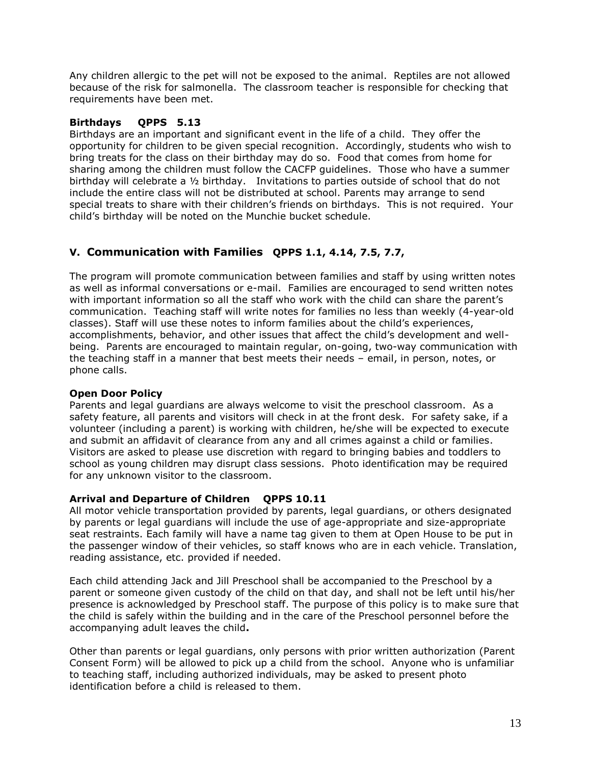Any children allergic to the pet will not be exposed to the animal. Reptiles are not allowed because of the risk for salmonella. The classroom teacher is responsible for checking that requirements have been met.

### Birthdays QPPS 5.13

Birthdays are an important and significant event in the life of a child. They offer the opportunity for children to be given special recognition. Accordingly, students who wish to bring treats for the class on their birthday may do so. Food that comes from home for sharing among the children must follow the CACFP guidelines. Those who have a summer birthday will celebrate a ½ birthday. Invitations to parties outside of school that do not include the entire class will not be distributed at school. Parents may arrange to send special treats to share with their children's friends on birthdays. This is not required. Your child's birthday will be noted on the Munchie bucket schedule.

## V. Communication with Families QPPS 1.1, 4.14, 7.5, 7.7,

The program will promote communication between families and staff by using written notes as well as informal conversations or e-mail. Families are encouraged to send written notes with important information so all the staff who work with the child can share the parent's communication. Teaching staff will write notes for families no less than weekly (4-year-old classes). Staff will use these notes to inform families about the child's experiences, accomplishments, behavior, and other issues that affect the child's development and well-being. Parents are encouraged to maintain regular, on-going, two-way communication with the teaching staff in a manner that best meets their needs – email, in person, notes, or phone calls.

### Open Door Policy

Parents and legal guardians are always welcome to visit the preschool classroom. As a safety feature, all parents and visitors will check in at the front desk. For safety sake, if a volunteer (including a parent) is working with children, he/she will be expected to execute and submit an affidavit of clearance from any and all crimes against a child or families. Visitors are asked to please use discretion with regard to bringing babies and toddlers to school as young children may disrupt class sessions. Photo identification may be required for any unknown visitor to the classroom.

### Arrival and Departure of Children QPPS 10.11

All motor vehicle transportation provided by parents, legal guardians, or others designated by parents or legal guardians will include the use of age-appropriate and size-appropriate seat restraints. Each family will have a name tag given to them at Open House to be put in the passenger window of their vehicles, so staff knows who are in each vehicle. Translation, reading assistance, etc. provided if needed.

Each child attending Jack and Jill Preschool shall be accompanied to the Preschool by a parent or someone given custody of the child on that day, and shall not be left until his/her presence is acknowledged by Preschool staff. The purpose of this policy is to make sure that the child is safely within the building and in the care of the Preschool personnel before the accompanying adult leaves the child**.**

Other than parents or legal guardians, only persons with prior written authorization (Parent Consent Form) will be allowed to pick up a child from the school. Anyone who is unfamiliar to teaching staff, including authorized individuals, may be asked to present photo identification before a child is released to them.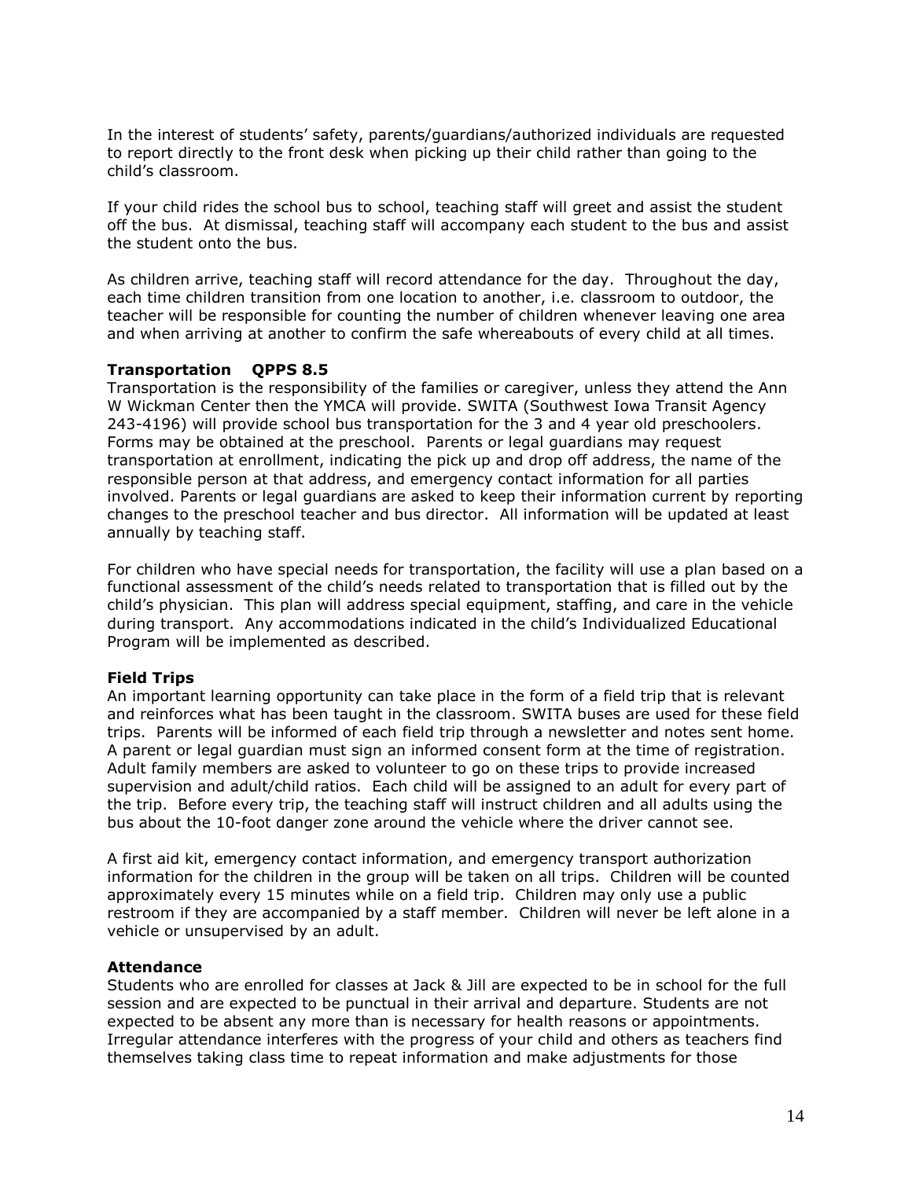In the interest of students' safety, parents/guardians/authorized individuals are requested to report directly to the front desk when picking up their child rather than going to the child's classroom.

If your child rides the school bus to school, teaching staff will greet and assist the student off the bus. At dismissal, teaching staff will accompany each student to the bus and assist the student onto the bus.

As children arrive, teaching staff will record attendance for the day. Throughout the day, each time children transition from one location to another, i.e. classroom to outdoor, the teacher will be responsible for counting the number of children whenever leaving one area and when arriving at another to confirm the safe whereabouts of every child at all times.

**Transportation QPPS 8.5**

Transportation is the responsibility of the families or caregiver, unless they attend the Ann W Wickman Center then the YMCA will provide. SWITA (Southwest Iowa Transit Agency 243-4196) will provide school bus transportation for the 3 and 4 year old preschoolers. Forms may be obtained at the preschool. Parents or legal guardians may request transportation at enrollment, indicating the pick up and drop off address, the name of the responsible person at that address, and emergency contact information for all parties involved. Parents or legal guardians are asked to keep their information current by reporting changes to the preschool teacher and bus director. All information will be updated at least annually by teaching staff.

For children who have special needs for transportation, the facility will use a plan based on a functional assessment of the child's needs related to transportation that is filled out by the child's physician. This plan will address special equipment, staffing, and care in the vehicle during transport. Any accommodations indicated in the child's Individualized Educational Program will be implemented as described.

**Field Trips**

An important learning opportunity can take place in the form of a field trip that is relevant and reinforces what has been taught in the classroom. SWITA buses are used for these field trips. Parents will be informed of each field trip through a newsletter and notes sent home. A parent or legal guardian must sign an informed consent form at the time of registration. Adult family members are asked to volunteer to go on these trips to provide increased supervision and adult/child ratios. Each child will be assigned to an adult for every part of the trip. Before every trip, the teaching staff will instruct children and all adults using the bus about the 10-foot danger zone around the vehicle where the driver cannot see.

A first aid kit, emergency contact information, and emergency transport authorization information for the children in the group will be taken on all trips. Children will be counted approximately every 15 minutes while on a field trip. Children may only use a public restroom if they are accompanied by a staff member. Children will never be left alone in a vehicle or unsupervised by an adult.

**Attendance**

Students who are enrolled for classes at Jack & Jill are expected to be in school for the full session and are expected to be punctual in their arrival and departure. Students are not expected to be absent any more than is necessary for health reasons or appointments. Irregular attendance interferes with the progress of your child and others as teachers find themselves taking class time to repeat information and make adjustments for those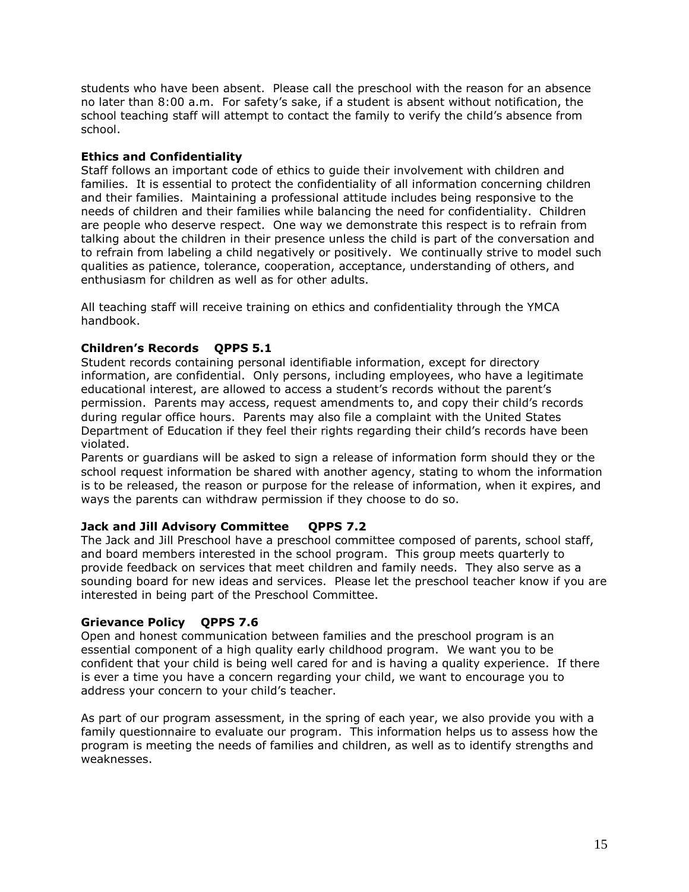students who have been absent. Please call the preschool with the reason for an absence no later than 8:00 a.m. For safety's sake, if a student is absent without notification, the school teaching staff will attempt to contact the family to verify the child's absence from school.

**Ethics and Confidentiality**

Staff follows an important code of ethics to guide their involvement with children and families. It is essential to protect the confidentiality of all information concerning children and their families. Maintaining a professional attitude includes being responsive to the needs of children and their families while balancing the need for confidentiality. Children are people who deserve respect. One way we demonstrate this respect is to refrain from talking about the children in their presence unless the child is part of the conversation and to refrain from labeling a child negatively or positively. We continually strive to model such qualities as patience, tolerance, cooperation, acceptance, understanding of others, and enthusiasm for children as well as for other adults.

All teaching staff will receive training on ethics and confidentiality through the YMCA handbook.

**Children's Records QPPS 5.1**

Student records containing personal identifiable information, except for directory information, are confidential. Only persons, including employees, who have a legitimate educational interest, are allowed to access a student's records without the parent's permission. Parents may access, request amendments to, and copy their child's records during regular office hours. Parents may also file a complaint with the United States Department of Education if they feel their rights regarding their child's records have been violated.

Parents or guardians will be asked to sign a release of information form should they or the school request information be shared with another agency, stating to whom the information is to be released, the reason or purpose for the release of information, when it expires, and ways the parents can withdraw permission if they choose to do so.

**Jack and Jill Advisory Committee QPPS 7.2**

The Jack and Jill Preschool have a preschool committee composed of parents, school staff, and board members interested in the school program. This group meets quarterly to provide feedback on services that meet children and family needs. They also serve as a sounding board for new ideas and services. Please let the preschool teacher know if you are interested in being part of the Preschool Committee.

**Grievance Policy QPPS 7.6**

Open and honest communication between families and the preschool program is an essential component of a high quality early childhood program. We want you to be confident that your child is being well cared for and is having a quality experience. If there is ever a time you have a concern regarding your child, we want to encourage you to address your concern to your child's teacher.

As part of our program assessment, in the spring of each year, we also provide you with a family questionnaire to evaluate our program. This information helps us to assess how the program is meeting the needs of families and children, as well as to identify strengths and weaknesses.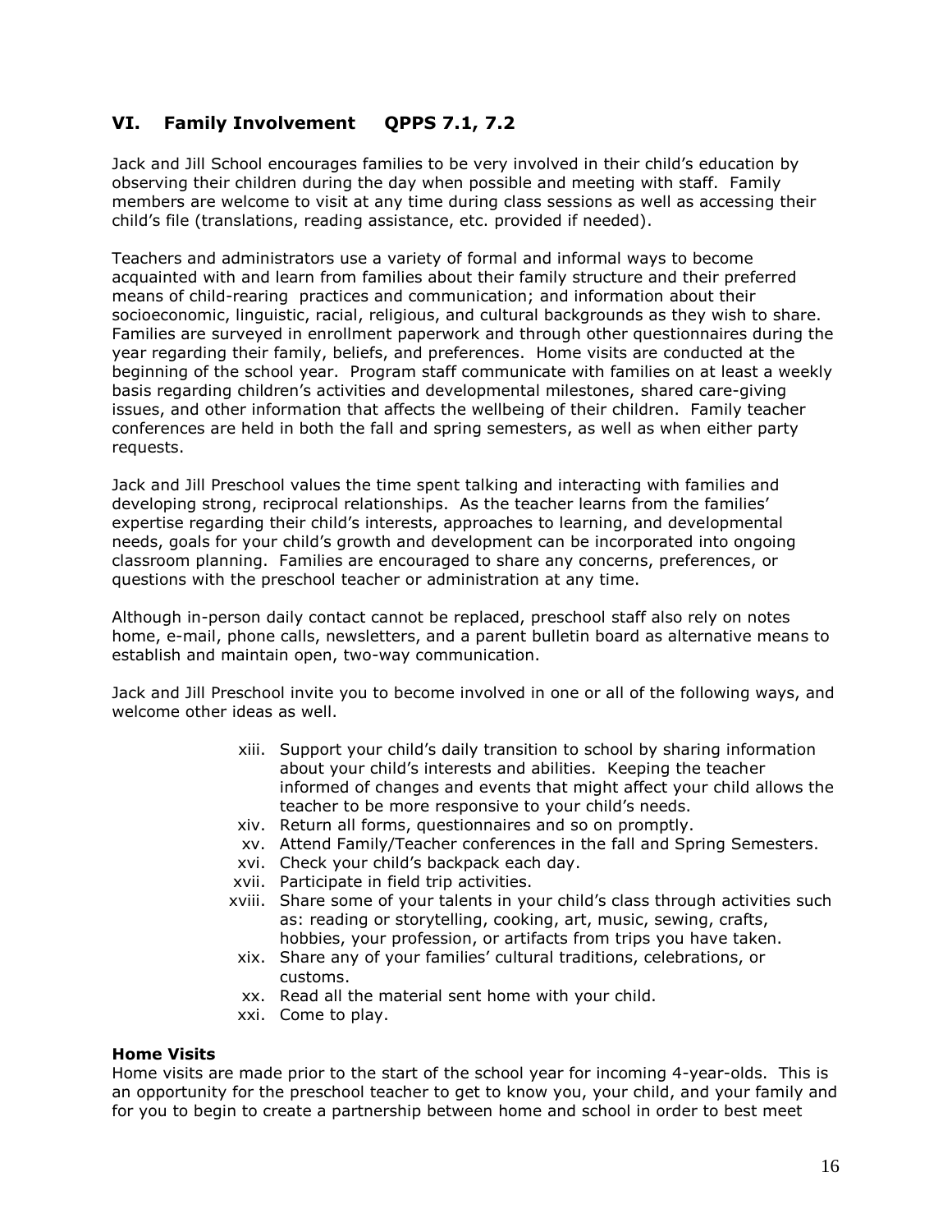## VI. Family Involvement QPPS 7.1, 7.2

Jack and Jill School encourages families to be very involved in their child's education by observing their children during the day when possible and meeting with staff. Family members are welcome to visit at any time during class sessions as well as accessing their child's file (translations, reading assistance, etc. provided if needed).

Teachers and administrators use a variety of formal and informal ways to become acquainted with and learn from families about their family structure and their preferred means of child-rearing practices and communication; and information about their socioeconomic, linguistic, racial, religious, and cultural backgrounds as they wish to share. Families are surveyed in enrollment paperwork and through other questionnaires during the year regarding their family, beliefs, and preferences. Home visits are conducted at the beginning of the school year. Program staff communicate with families on at least a weekly basis regarding children's activities and developmental milestones, shared care-giving issues, and other information that affects the wellbeing of their children. Family teacher conferences are held in both the fall and spring semesters, as well as when either party requests.

Jack and Jill Preschool values the time spent talking and interacting with families and developing strong, reciprocal relationships. As the teacher learns from the families' expertise regarding their child's interests, approaches to learning, and developmental needs, goals for your child's growth and development can be incorporated into ongoing classroom planning. Families are encouraged to share any concerns, preferences, or questions with the preschool teacher or administration at any time.

Although in-person daily contact cannot be replaced, preschool staff also rely on notes home, e-mail, phone calls, newsletters, and a parent bulletin board as alternative means to establish and maintain open, two-way communication.

Jack and Jill Preschool invite you to become involved in one or all of the following ways, and welcome other ideas as well.

- xiii. Support your child's daily transition to school by sharing information about your child's interests and abilities. Keeping the teacher informed of changes and events that might affect your child allows the teacher to be more responsive to your child's needs.
- xiv. Return all forms, questionnaires and so on promptly.
- xv. Attend Family/Teacher conferences in the fall and Spring Semesters.
- xvi. Check your child's backpack each day.
- xvii. Participate in field trip activities.
- xviii. Share some of your talents in your child's class through activities such as: reading or storytelling, cooking, art, music, sewing, crafts, hobbies, your profession, or artifacts from trips you have taken.
- xix. Share any of your families' cultural traditions, celebrations, or customs.
- xx. Read all the material sent home with your child.
- xxi. Come to play.

**Home Visits**

Home visits are made prior to the start of the school year for incoming 4-year-olds. This is an opportunity for the preschool teacher to get to know you, your child, and your family and for you to begin to create a partnership between home and school in order to best meet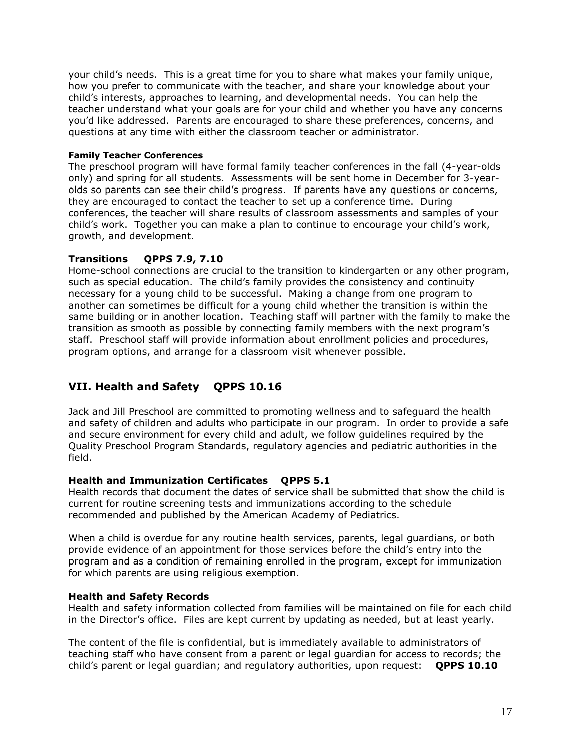your child's needs. This is a great time for you to share what makes your family unique, how you prefer to communicate with the teacher, and share your knowledge about your child's interests, approaches to learning, and developmental needs. You can help the teacher understand what your goals are for your child and whether you have any concerns you'd like addressed. Parents are encouraged to share these preferences, concerns, and questions at any time with either the classroom teacher or administrator.

#### Family Teacher Conferences

The preschool program will have formal family teacher conferences in the fall (4-year-olds only) and spring for all students. Assessments will be sent home in December for 3-year-olds so parents can see their child's progress. If parents have any questions or concerns, they are encouraged to contact the teacher to set up a conference time. During conferences, the teacher will share results of classroom assessments and samples of your child's work. Together you can make a plan to continue to encourage your child's work, growth, and development.

### Transitions QPPS 7.9, 7.10

Home-school connections are crucial to the transition to kindergarten or any other program, such as special education. The child's family provides the consistency and continuity necessary for a young child to be successful. Making a change from one program to another can sometimes be difficult for a young child whether the transition is within the same building or in another location. Teaching staff will partner with the family to make the transition as smooth as possible by connecting family members with the next program's staff. Preschool staff will provide information about enrollment policies and procedures, program options, and arrange for a classroom visit whenever possible.

## VII. Health and Safety QPPS 10.16

Jack and Jill Preschool are committed to promoting wellness and to safeguard the health and safety of children and adults who participate in our program. In order to provide a safe and secure environment for every child and adult, we follow guidelines required by the Quality Preschool Program Standards, regulatory agencies and pediatric authorities in the field.

### Health and Immunization Certificates QPPS 5.1

Health records that document the dates of service shall be submitted that show the child is current for routine screening tests and immunizations according to the schedule recommended and published by the American Academy of Pediatrics.

When a child is overdue for any routine health services, parents, legal guardians, or both provide evidence of an appointment for those services before the child's entry into the program and as a condition of remaining enrolled in the program, except for immunization for which parents are using religious exemption.

### Health and Safety Records

Health and safety information collected from families will be maintained on file for each child in the Director's office. Files are kept current by updating as needed, but at least yearly.

The content of the file is confidential, but is immediately available to administrators of teaching staff who have consent from a parent or legal guardian for access to records; the child's parent or legal guardian; and regulatory authorities, upon request: **QPPS 10.10**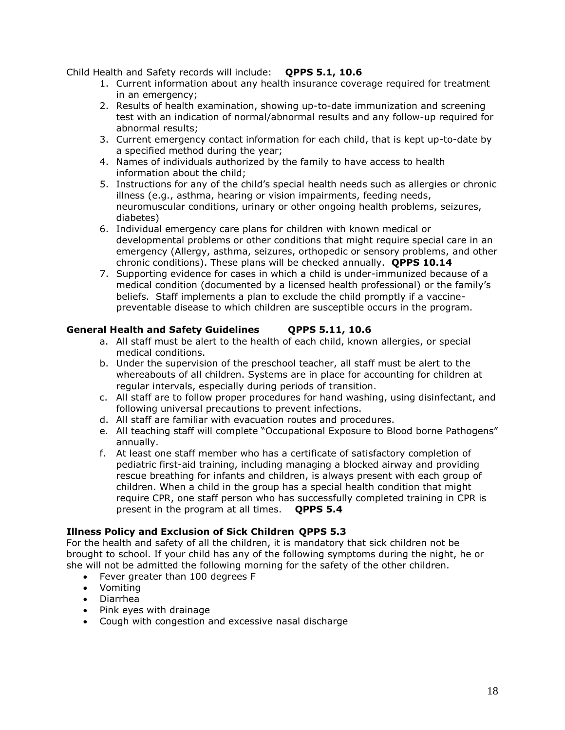Child Health and Safety records will include: **QPPS 5.1, 10.6**

1. Current information about any health insurance coverage required for treatment in an emergency;
2. Results of health examination, showing up-to-date immunization and screening test with an indication of normal/abnormal results and any follow-up required for abnormal results;
3. Current emergency contact information for each child, that is kept up-to-date by a specified method during the year;
4. Names of individuals authorized by the family to have access to health information about the child;
5. Instructions for any of the child's special health needs such as allergies or chronic illness (e.g., asthma, hearing or vision impairments, feeding needs, neuromuscular conditions, urinary or other ongoing health problems, seizures, diabetes)
6. Individual emergency care plans for children with known medical or developmental problems or other conditions that might require special care in an emergency (Allergy, asthma, seizures, orthopedic or sensory problems, and other chronic conditions). These plans will be checked annually. **QPPS 10.14**
7. Supporting evidence for cases in which a child is under-immunized because of a medical condition (documented by a licensed health professional) or the family's beliefs. Staff implements a plan to exclude the child promptly if a vaccine-preventable disease to which children are susceptible occurs in the program.

**General Health and Safety Guidelines QPPS 5.11, 10.6**

a. All staff must be alert to the health of each child, known allergies, or special medical conditions.
b. Under the supervision of the preschool teacher, all staff must be alert to the whereabouts of all children. Systems are in place for accounting for children at regular intervals, especially during periods of transition.
c. All staff are to follow proper procedures for hand washing, using disinfectant, and following universal precautions to prevent infections.
d. All staff are familiar with evacuation routes and procedures.
e. All teaching staff will complete "Occupational Exposure to Blood borne Pathogens" annually.
f. At least one staff member who has a certificate of satisfactory completion of pediatric first-aid training, including managing a blocked airway and providing rescue breathing for infants and children, is always present with each group of children. When a child in the group has a special health condition that might require CPR, one staff person who has successfully completed training in CPR is present in the program at all times. **QPPS 5.4**

**Illness Policy and Exclusion of Sick Children QPPS 5.3**

For the health and safety of all the children, it is mandatory that sick children not be brought to school. If your child has any of the following symptoms during the night, he or she will not be admitted the following morning for the safety of the other children.

- Fever greater than 100 degrees F
- Vomiting
- Diarrhea
- Pink eyes with drainage
- Cough with congestion and excessive nasal discharge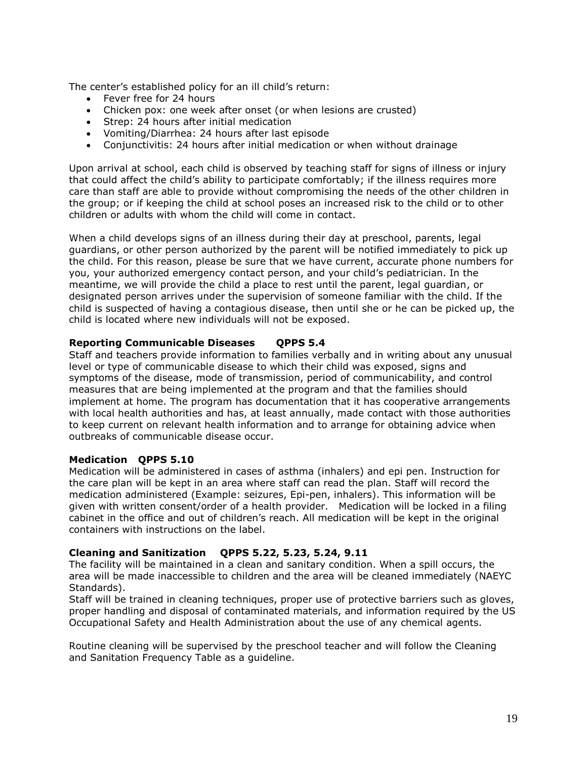The center's established policy for an ill child's return:

- Fever free for 24 hours
- Chicken pox: one week after onset (or when lesions are crusted)
- Strep: 24 hours after initial medication
- Vomiting/Diarrhea: 24 hours after last episode
- Conjunctivitis: 24 hours after initial medication or when without drainage

Upon arrival at school, each child is observed by teaching staff for signs of illness or injury that could affect the child's ability to participate comfortably; if the illness requires more care than staff are able to provide without compromising the needs of the other children in the group; or if keeping the child at school poses an increased risk to the child or to other children or adults with whom the child will come in contact.

When a child develops signs of an illness during their day at preschool, parents, legal guardians, or other person authorized by the parent will be notified immediately to pick up the child. For this reason, please be sure that we have current, accurate phone numbers for you, your authorized emergency contact person, and your child's pediatrician. In the meantime, we will provide the child a place to rest until the parent, legal guardian, or designated person arrives under the supervision of someone familiar with the child. If the child is suspected of having a contagious disease, then until she or he can be picked up, the child is located where new individuals will not be exposed.

**Reporting Communicable Diseases QPPS 5.4**

Staff and teachers provide information to families verbally and in writing about any unusual level or type of communicable disease to which their child was exposed, signs and symptoms of the disease, mode of transmission, period of communicability, and control measures that are being implemented at the program and that the families should implement at home. The program has documentation that it has cooperative arrangements with local health authorities and has, at least annually, made contact with those authorities to keep current on relevant health information and to arrange for obtaining advice when outbreaks of communicable disease occur.

**Medication QPPS 5.10**

Medication will be administered in cases of asthma (inhalers) and epi pen. Instruction for the care plan will be kept in an area where staff can read the plan. Staff will record the medication administered (Example: seizures, Epi-pen, inhalers). This information will be given with written consent/order of a health provider. Medication will be locked in a filing cabinet in the office and out of children's reach. All medication will be kept in the original containers with instructions on the label.

**Cleaning and Sanitization QPPS 5.22, 5.23, 5.24, 9.11**

The facility will be maintained in a clean and sanitary condition. When a spill occurs, the area will be made inaccessible to children and the area will be cleaned immediately (NAEYC Standards).

Staff will be trained in cleaning techniques, proper use of protective barriers such as gloves, proper handling and disposal of contaminated materials, and information required by the US Occupational Safety and Health Administration about the use of any chemical agents.

Routine cleaning will be supervised by the preschool teacher and will follow the Cleaning and Sanitation Frequency Table as a guideline.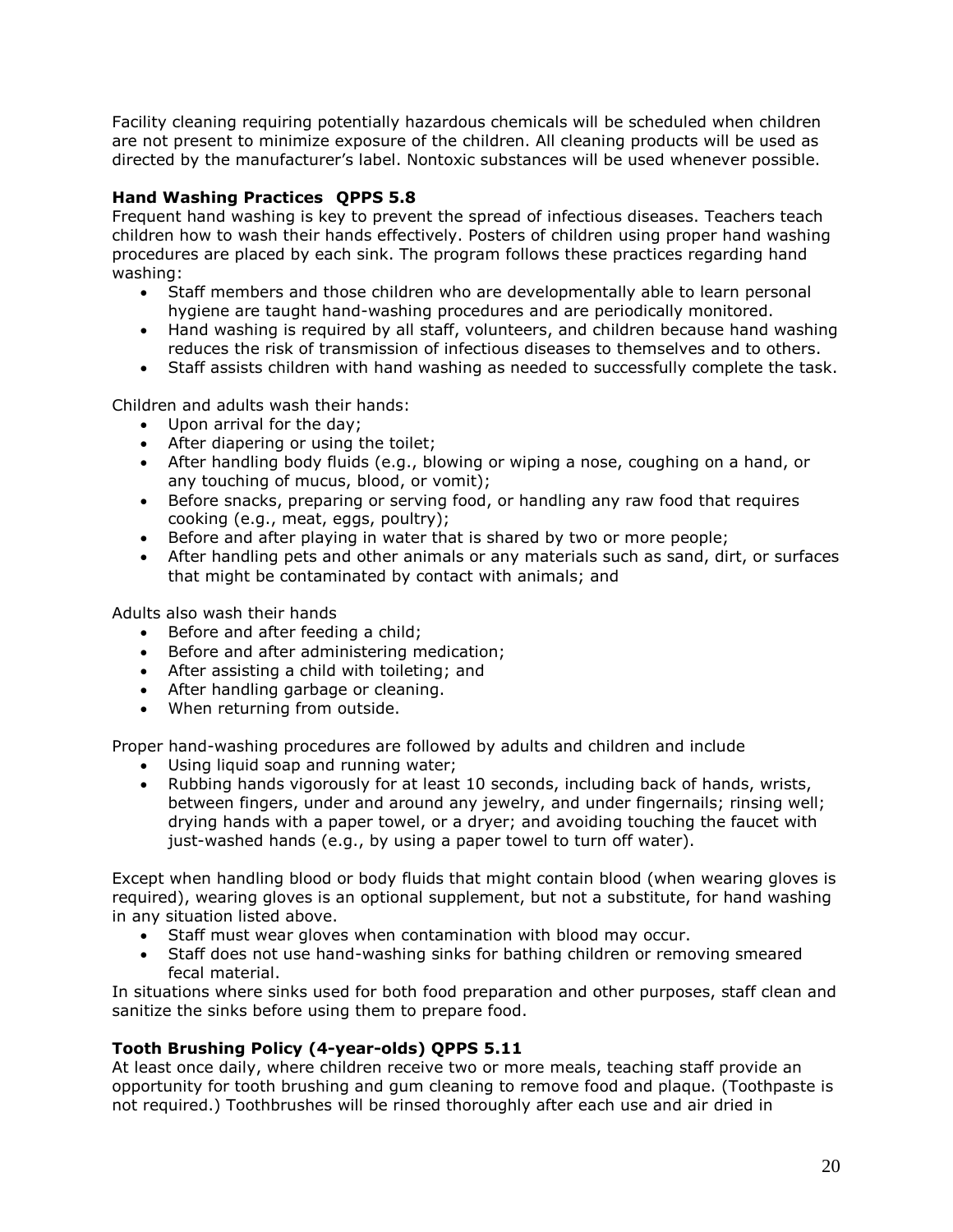Facility cleaning requiring potentially hazardous chemicals will be scheduled when children are not present to minimize exposure of the children. All cleaning products will be used as directed by the manufacturer's label. Nontoxic substances will be used whenever possible.

**Hand Washing Practices  QPPS 5.8**

Frequent hand washing is key to prevent the spread of infectious diseases. Teachers teach children how to wash their hands effectively. Posters of children using proper hand washing procedures are placed by each sink. The program follows these practices regarding hand washing:

- Staff members and those children who are developmentally able to learn personal hygiene are taught hand-washing procedures and are periodically monitored.
- Hand washing is required by all staff, volunteers, and children because hand washing reduces the risk of transmission of infectious diseases to themselves and to others.
- Staff assists children with hand washing as needed to successfully complete the task.

Children and adults wash their hands:

- Upon arrival for the day;
- After diapering or using the toilet;
- After handling body fluids (e.g., blowing or wiping a nose, coughing on a hand, or any touching of mucus, blood, or vomit);
- Before snacks, preparing or serving food, or handling any raw food that requires cooking (e.g., meat, eggs, poultry);
- Before and after playing in water that is shared by two or more people;
- After handling pets and other animals or any materials such as sand, dirt, or surfaces that might be contaminated by contact with animals; and

Adults also wash their hands

- Before and after feeding a child;
- Before and after administering medication;
- After assisting a child with toileting; and
- After handling garbage or cleaning.
- When returning from outside.

Proper hand-washing procedures are followed by adults and children and include

- Using liquid soap and running water;
- Rubbing hands vigorously for at least 10 seconds, including back of hands, wrists, between fingers, under and around any jewelry, and under fingernails; rinsing well; drying hands with a paper towel, or a dryer; and avoiding touching the faucet with just-washed hands (e.g., by using a paper towel to turn off water).

Except when handling blood or body fluids that might contain blood (when wearing gloves is required), wearing gloves is an optional supplement, but not a substitute, for hand washing in any situation listed above.

- Staff must wear gloves when contamination with blood may occur.
- Staff does not use hand-washing sinks for bathing children or removing smeared fecal material.

In situations where sinks used for both food preparation and other purposes, staff clean and sanitize the sinks before using them to prepare food.

**Tooth Brushing Policy (4-year-olds) QPPS 5.11**

At least once daily, where children receive two or more meals, teaching staff provide an opportunity for tooth brushing and gum cleaning to remove food and plaque. (Toothpaste is not required.) Toothbrushes will be rinsed thoroughly after each use and air dried in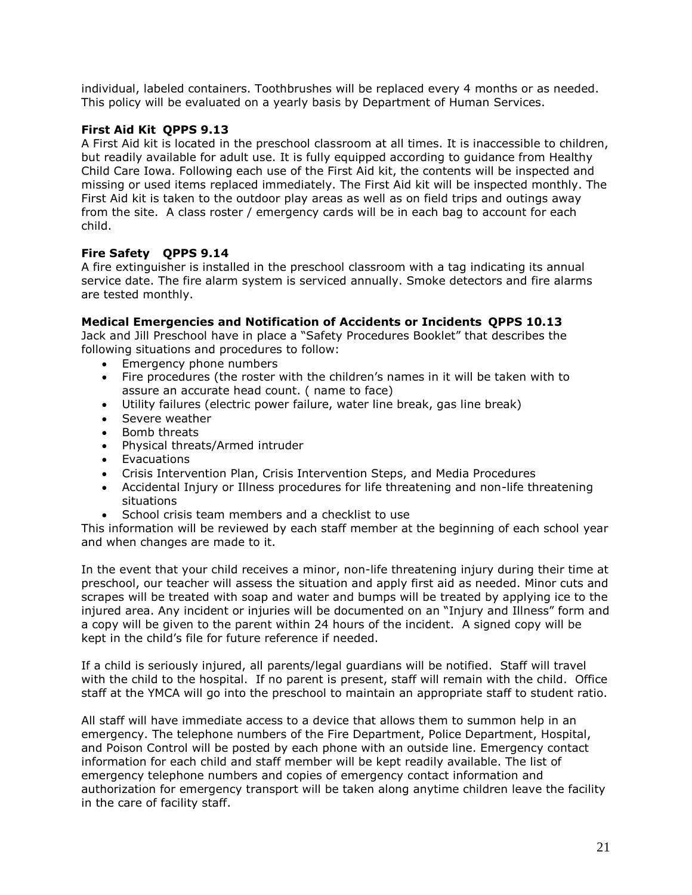individual, labeled containers. Toothbrushes will be replaced every 4 months or as needed. This policy will be evaluated on a yearly basis by Department of Human Services.

**First Aid Kit QPPS 9.13**

A First Aid kit is located in the preschool classroom at all times. It is inaccessible to children, but readily available for adult use. It is fully equipped according to guidance from Healthy Child Care Iowa. Following each use of the First Aid kit, the contents will be inspected and missing or used items replaced immediately. The First Aid kit will be inspected monthly. The First Aid kit is taken to the outdoor play areas as well as on field trips and outings away from the site. A class roster / emergency cards will be in each bag to account for each child.

**Fire Safety QPPS 9.14**

A fire extinguisher is installed in the preschool classroom with a tag indicating its annual service date. The fire alarm system is serviced annually. Smoke detectors and fire alarms are tested monthly.

**Medical Emergencies and Notification of Accidents or Incidents QPPS 10.13**

Jack and Jill Preschool have in place a "Safety Procedures Booklet" that describes the following situations and procedures to follow:

- Emergency phone numbers
- Fire procedures (the roster with the children's names in it will be taken with to assure an accurate head count. ( name to face)
- Utility failures (electric power failure, water line break, gas line break)
- Severe weather
- Bomb threats
- Physical threats/Armed intruder
- Evacuations
- Crisis Intervention Plan, Crisis Intervention Steps, and Media Procedures
- Accidental Injury or Illness procedures for life threatening and non-life threatening situations
- School crisis team members and a checklist to use

This information will be reviewed by each staff member at the beginning of each school year and when changes are made to it.

In the event that your child receives a minor, non-life threatening injury during their time at preschool, our teacher will assess the situation and apply first aid as needed. Minor cuts and scrapes will be treated with soap and water and bumps will be treated by applying ice to the injured area. Any incident or injuries will be documented on an "Injury and Illness" form and a copy will be given to the parent within 24 hours of the incident. A signed copy will be kept in the child's file for future reference if needed.

If a child is seriously injured, all parents/legal guardians will be notified. Staff will travel with the child to the hospital. If no parent is present, staff will remain with the child. Office staff at the YMCA will go into the preschool to maintain an appropriate staff to student ratio.

All staff will have immediate access to a device that allows them to summon help in an emergency. The telephone numbers of the Fire Department, Police Department, Hospital, and Poison Control will be posted by each phone with an outside line. Emergency contact information for each child and staff member will be kept readily available. The list of emergency telephone numbers and copies of emergency contact information and authorization for emergency transport will be taken along anytime children leave the facility in the care of facility staff.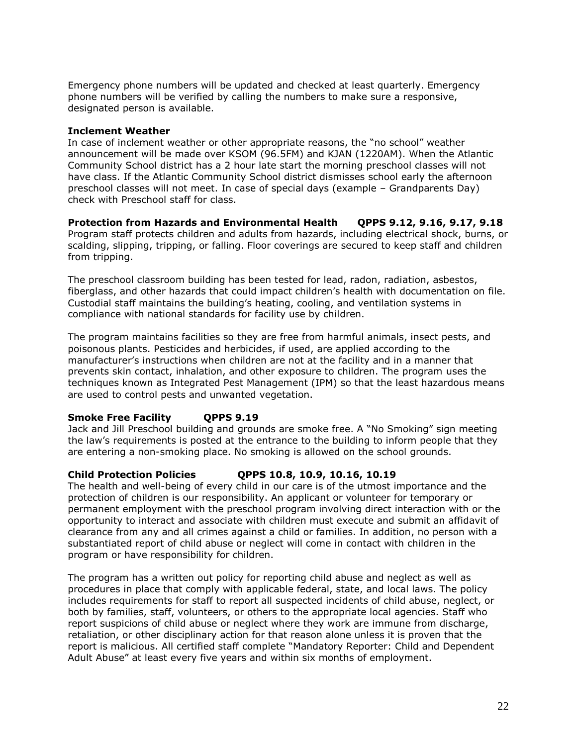Emergency phone numbers will be updated and checked at least quarterly. Emergency phone numbers will be verified by calling the numbers to make sure a responsive, designated person is available.

**Inclement Weather**

In case of inclement weather or other appropriate reasons, the "no school" weather announcement will be made over KSOM (96.5FM) and KJAN (1220AM). When the Atlantic Community School district has a 2 hour late start the morning preschool classes will not have class. If the Atlantic Community School district dismisses school early the afternoon preschool classes will not meet. In case of special days (example – Grandparents Day) check with Preschool staff for class.

**Protection from Hazards and Environmental Health QPPS 9.12, 9.16, 9.17, 9.18**

Program staff protects children and adults from hazards, including electrical shock, burns, or scalding, slipping, tripping, or falling. Floor coverings are secured to keep staff and children from tripping.

The preschool classroom building has been tested for lead, radon, radiation, asbestos, fiberglass, and other hazards that could impact children's health with documentation on file. Custodial staff maintains the building's heating, cooling, and ventilation systems in compliance with national standards for facility use by children.

The program maintains facilities so they are free from harmful animals, insect pests, and poisonous plants. Pesticides and herbicides, if used, are applied according to the manufacturer's instructions when children are not at the facility and in a manner that prevents skin contact, inhalation, and other exposure to children. The program uses the techniques known as Integrated Pest Management (IPM) so that the least hazardous means are used to control pests and unwanted vegetation.

**Smoke Free Facility QPPS 9.19**

Jack and Jill Preschool building and grounds are smoke free. A "No Smoking" sign meeting the law's requirements is posted at the entrance to the building to inform people that they are entering a non-smoking place. No smoking is allowed on the school grounds.

**Child Protection Policies QPPS 10.8, 10.9, 10.16, 10.19**

The health and well-being of every child in our care is of the utmost importance and the protection of children is our responsibility. An applicant or volunteer for temporary or permanent employment with the preschool program involving direct interaction with or the opportunity to interact and associate with children must execute and submit an affidavit of clearance from any and all crimes against a child or families. In addition, no person with a substantiated report of child abuse or neglect will come in contact with children in the program or have responsibility for children.

The program has a written out policy for reporting child abuse and neglect as well as procedures in place that comply with applicable federal, state, and local laws. The policy includes requirements for staff to report all suspected incidents of child abuse, neglect, or both by families, staff, volunteers, or others to the appropriate local agencies. Staff who report suspicions of child abuse or neglect where they work are immune from discharge, retaliation, or other disciplinary action for that reason alone unless it is proven that the report is malicious. All certified staff complete "Mandatory Reporter: Child and Dependent Adult Abuse" at least every five years and within six months of employment.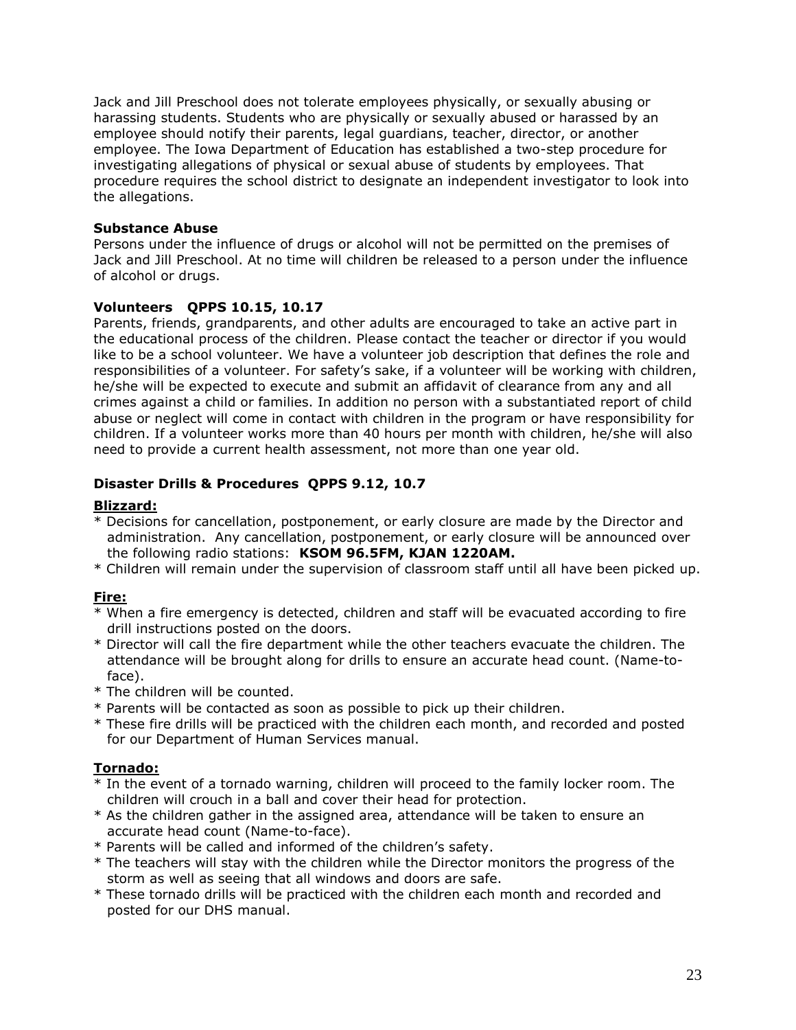Jack and Jill Preschool does not tolerate employees physically, or sexually abusing or harassing students. Students who are physically or sexually abused or harassed by an employee should notify their parents, legal guardians, teacher, director, or another employee. The Iowa Department of Education has established a two-step procedure for investigating allegations of physical or sexual abuse of students by employees. That procedure requires the school district to designate an independent investigator to look into the allegations.

**Substance Abuse**

Persons under the influence of drugs or alcohol will not be permitted on the premises of Jack and Jill Preschool. At no time will children be released to a person under the influence of alcohol or drugs.

**Volunteers QPPS 10.15, 10.17**

Parents, friends, grandparents, and other adults are encouraged to take an active part in the educational process of the children. Please contact the teacher or director if you would like to be a school volunteer. We have a volunteer job description that defines the role and responsibilities of a volunteer. For safety's sake, if a volunteer will be working with children, he/she will be expected to execute and submit an affidavit of clearance from any and all crimes against a child or families. In addition no person with a substantiated report of child abuse or neglect will come in contact with children in the program or have responsibility for children. If a volunteer works more than 40 hours per month with children, he/she will also need to provide a current health assessment, not more than one year old.

**Disaster Drills & Procedures QPPS 9.12, 10.7**

**Blizzard:**

* Decisions for cancellation, postponement, or early closure are made by the Director and administration. Any cancellation, postponement, or early closure will be announced over the following radio stations: **KSOM 96.5FM, KJAN 1220AM.**
* Children will remain under the supervision of classroom staff until all have been picked up.

**Fire:**

* When a fire emergency is detected, children and staff will be evacuated according to fire drill instructions posted on the doors.
* Director will call the fire department while the other teachers evacuate the children. The attendance will be brought along for drills to ensure an accurate head count. (Name-to-face).
* The children will be counted.
* Parents will be contacted as soon as possible to pick up their children.
* These fire drills will be practiced with the children each month, and recorded and posted for our Department of Human Services manual.

**Tornado:**

* In the event of a tornado warning, children will proceed to the family locker room. The children will crouch in a ball and cover their head for protection.
* As the children gather in the assigned area, attendance will be taken to ensure an accurate head count (Name-to-face).
* Parents will be called and informed of the children's safety.
* The teachers will stay with the children while the Director monitors the progress of the storm as well as seeing that all windows and doors are safe.
* These tornado drills will be practiced with the children each month and recorded and posted for our DHS manual.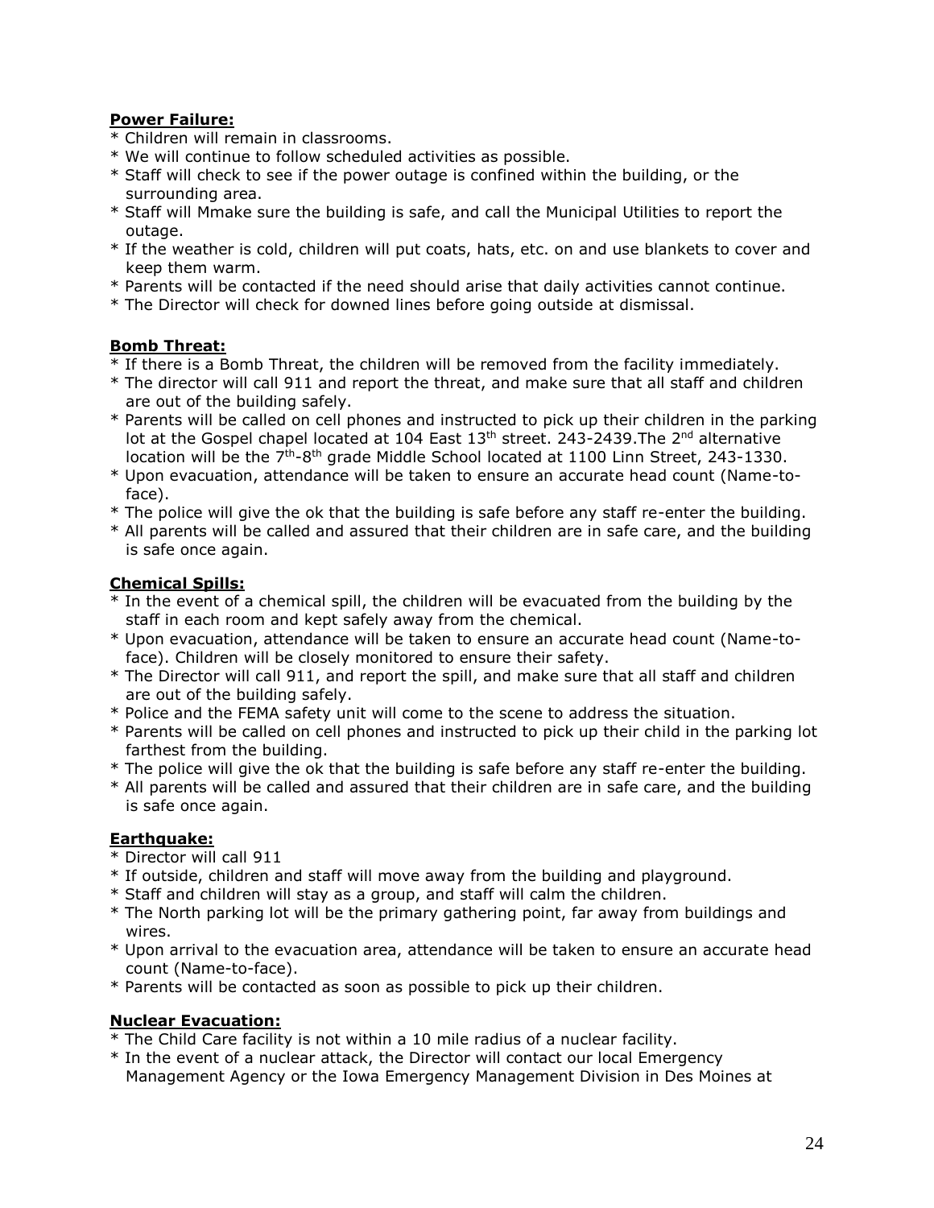**Power Failure:**

* Children will remain in classrooms.
* We will continue to follow scheduled activities as possible.
* Staff will check to see if the power outage is confined within the building, or the surrounding area.
* Staff will Mmake sure the building is safe, and call the Municipal Utilities to report the outage.
* If the weather is cold, children will put coats, hats, etc. on and use blankets to cover and keep them warm.
* Parents will be contacted if the need should arise that daily activities cannot continue.
* The Director will check for downed lines before going outside at dismissal.

**Bomb Threat:**

* If there is a Bomb Threat, the children will be removed from the facility immediately.
* The director will call 911 and report the threat, and make sure that all staff and children are out of the building safely.
* Parents will be called on cell phones and instructed to pick up their children in the parking lot at the Gospel chapel located at 104 East 13th street. 243-2439.The 2nd alternative location will be the 7th-8th grade Middle School located at 1100 Linn Street, 243-1330.
* Upon evacuation, attendance will be taken to ensure an accurate head count (Name-to-face).
* The police will give the ok that the building is safe before any staff re-enter the building.
* All parents will be called and assured that their children are in safe care, and the building is safe once again.

**Chemical Spills:**

* In the event of a chemical spill, the children will be evacuated from the building by the staff in each room and kept safely away from the chemical.
* Upon evacuation, attendance will be taken to ensure an accurate head count (Name-to-face). Children will be closely monitored to ensure their safety.
* The Director will call 911, and report the spill, and make sure that all staff and children are out of the building safely.
* Police and the FEMA safety unit will come to the scene to address the situation.
* Parents will be called on cell phones and instructed to pick up their child in the parking lot farthest from the building.
* The police will give the ok that the building is safe before any staff re-enter the building.
* All parents will be called and assured that their children are in safe care, and the building is safe once again.

**Earthquake:**

* Director will call 911
* If outside, children and staff will move away from the building and playground.
* Staff and children will stay as a group, and staff will calm the children.
* The North parking lot will be the primary gathering point, far away from buildings and wires.
* Upon arrival to the evacuation area, attendance will be taken to ensure an accurate head count (Name-to-face).
* Parents will be contacted as soon as possible to pick up their children.

**Nuclear Evacuation:**

* The Child Care facility is not within a 10 mile radius of a nuclear facility.
* In the event of a nuclear attack, the Director will contact our local Emergency Management Agency or the Iowa Emergency Management Division in Des Moines at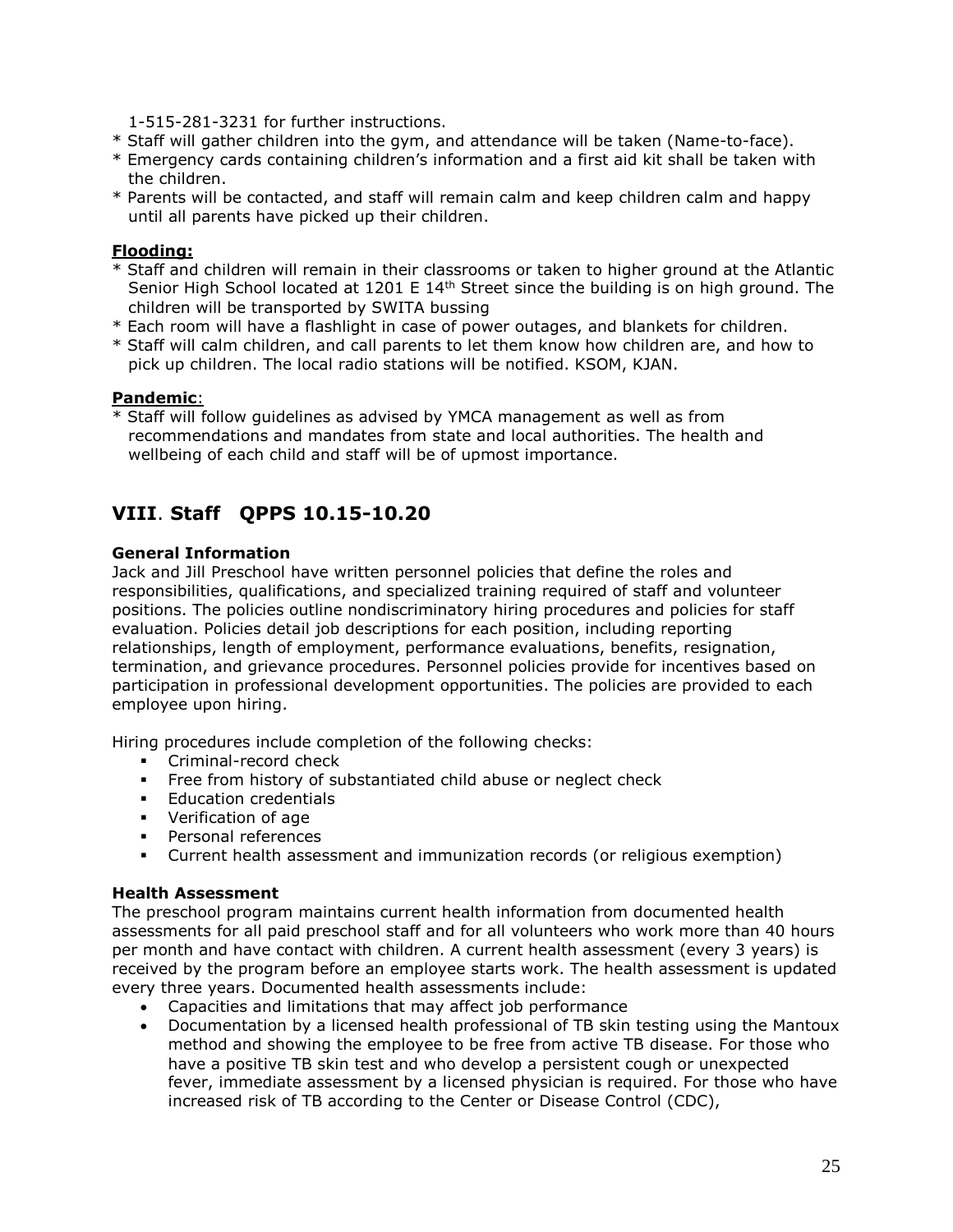1-515-281-3231 for further instructions.

* Staff will gather children into the gym, and attendance will be taken (Name-to-face).
* Emergency cards containing children's information and a first aid kit shall be taken with the children.
* Parents will be contacted, and staff will remain calm and keep children calm and happy until all parents have picked up their children.

**Flooding:**

* Staff and children will remain in their classrooms or taken to higher ground at the Atlantic Senior High School located at 1201 E 14th Street since the building is on high ground. The children will be transported by SWITA bussing
* Each room will have a flashlight in case of power outages, and blankets for children.
* Staff will calm children, and call parents to let them know how children are, and how to pick up children. The local radio stations will be notified. KSOM, KJAN.

**Pandemic**:

* Staff will follow guidelines as advised by YMCA management as well as from recommendations and mandates from state and local authorities. The health and wellbeing of each child and staff will be of upmost importance.

## VIII. Staff QPPS 10.15-10.20

**General Information**

Jack and Jill Preschool have written personnel policies that define the roles and responsibilities, qualifications, and specialized training required of staff and volunteer positions. The policies outline nondiscriminatory hiring procedures and policies for staff evaluation. Policies detail job descriptions for each position, including reporting relationships, length of employment, performance evaluations, benefits, resignation, termination, and grievance procedures. Personnel policies provide for incentives based on participation in professional development opportunities. The policies are provided to each employee upon hiring.

Hiring procedures include completion of the following checks:

- Criminal-record check
- Free from history of substantiated child abuse or neglect check
- Education credentials
- Verification of age
- Personal references
- Current health assessment and immunization records (or religious exemption)

**Health Assessment**

The preschool program maintains current health information from documented health assessments for all paid preschool staff and for all volunteers who work more than 40 hours per month and have contact with children. A current health assessment (every 3 years) is received by the program before an employee starts work. The health assessment is updated every three years. Documented health assessments include:

- Capacities and limitations that may affect job performance
- Documentation by a licensed health professional of TB skin testing using the Mantoux method and showing the employee to be free from active TB disease. For those who have a positive TB skin test and who develop a persistent cough or unexpected fever, immediate assessment by a licensed physician is required. For those who have increased risk of TB according to the Center or Disease Control (CDC),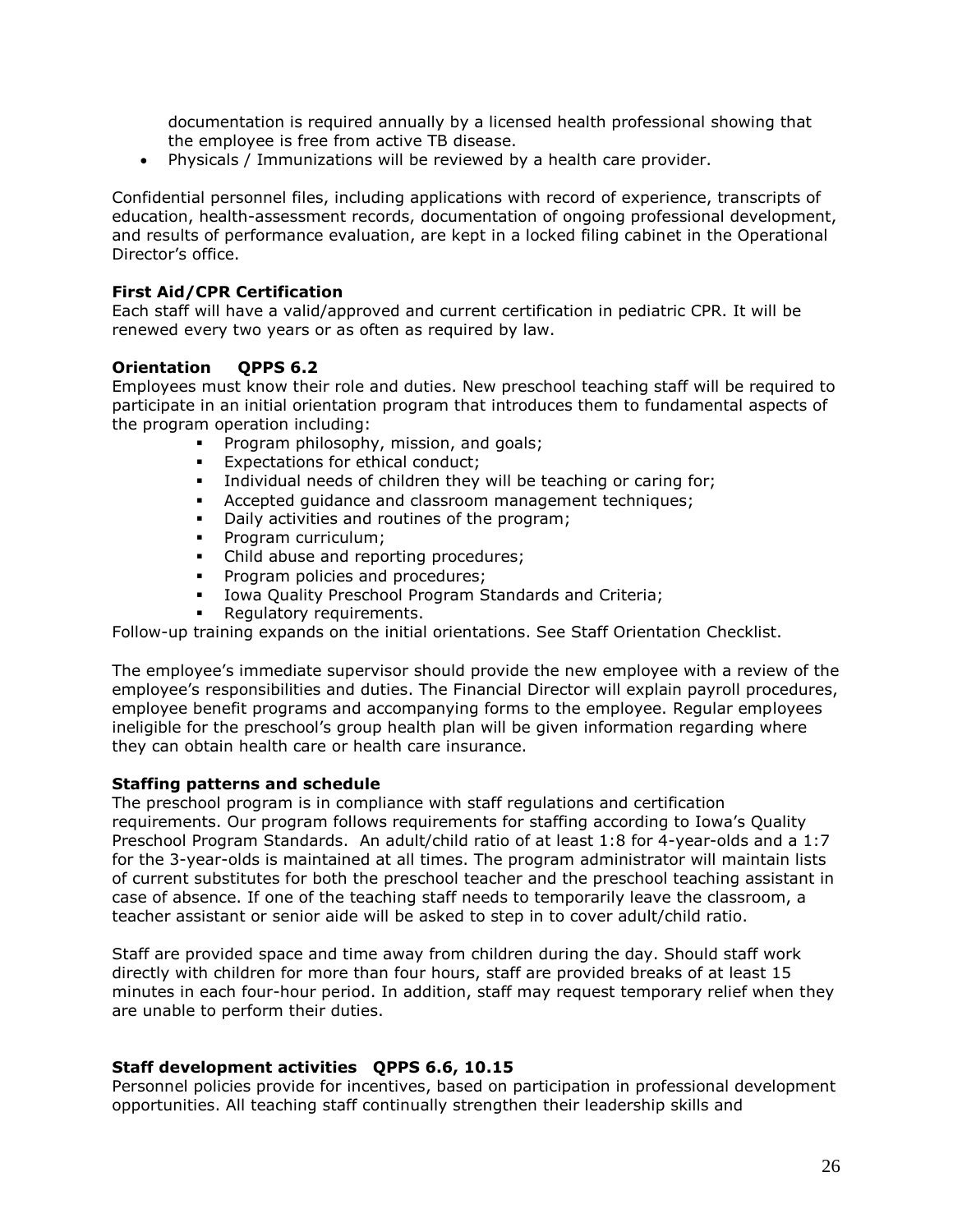documentation is required annually by a licensed health professional showing that the employee is free from active TB disease.

- Physicals / Immunizations will be reviewed by a health care provider.

Confidential personnel files, including applications with record of experience, transcripts of education, health-assessment records, documentation of ongoing professional development, and results of performance evaluation, are kept in a locked filing cabinet in the Operational Director's office.

**First Aid/CPR Certification**
Each staff will have a valid/approved and current certification in pediatric CPR. It will be renewed every two years or as often as required by law.

**Orientation QPPS 6.2**
Employees must know their role and duties. New preschool teaching staff will be required to participate in an initial orientation program that introduces them to fundamental aspects of the program operation including:

- Program philosophy, mission, and goals;
- Expectations for ethical conduct;
- Individual needs of children they will be teaching or caring for;
- Accepted guidance and classroom management techniques;
- Daily activities and routines of the program;
- Program curriculum;
- Child abuse and reporting procedures;
- Program policies and procedures;
- Iowa Quality Preschool Program Standards and Criteria;
- Regulatory requirements.

Follow-up training expands on the initial orientations. See Staff Orientation Checklist.

The employee's immediate supervisor should provide the new employee with a review of the employee's responsibilities and duties. The Financial Director will explain payroll procedures, employee benefit programs and accompanying forms to the employee. Regular employees ineligible for the preschool's group health plan will be given information regarding where they can obtain health care or health care insurance.

**Staffing patterns and schedule**
The preschool program is in compliance with staff regulations and certification requirements. Our program follows requirements for staffing according to Iowa's Quality Preschool Program Standards. An adult/child ratio of at least 1:8 for 4-year-olds and a 1:7 for the 3-year-olds is maintained at all times. The program administrator will maintain lists of current substitutes for both the preschool teacher and the preschool teaching assistant in case of absence. If one of the teaching staff needs to temporarily leave the classroom, a teacher assistant or senior aide will be asked to step in to cover adult/child ratio.

Staff are provided space and time away from children during the day. Should staff work directly with children for more than four hours, staff are provided breaks of at least 15 minutes in each four-hour period. In addition, staff may request temporary relief when they are unable to perform their duties.

**Staff development activities QPPS 6.6, 10.15**
Personnel policies provide for incentives, based on participation in professional development opportunities. All teaching staff continually strengthen their leadership skills and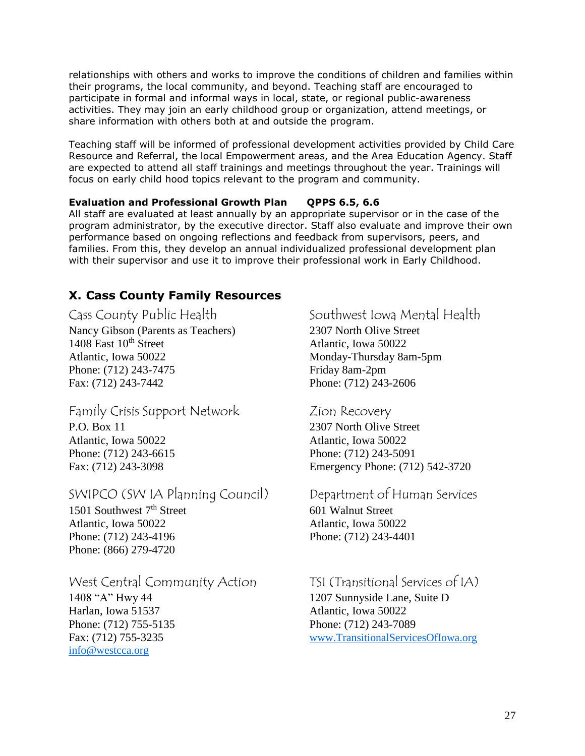relationships with others and works to improve the conditions of children and families within their programs, the local community, and beyond. Teaching staff are encouraged to participate in formal and informal ways in local, state, or regional public-awareness activities. They may join an early childhood group or organization, attend meetings, or share information with others both at and outside the program.

Teaching staff will be informed of professional development activities provided by Child Care Resource and Referral, the local Empowerment areas, and the Area Education Agency. Staff are expected to attend all staff trainings and meetings throughout the year. Trainings will focus on early child hood topics relevant to the program and community.

**Evaluation and Professional Growth Plan QPPS 6.5, 6.6**

All staff are evaluated at least annually by an appropriate supervisor or in the case of the program administrator, by the executive director. Staff also evaluate and improve their own performance based on ongoing reflections and feedback from supervisors, peers, and families. From this, they develop an annual individualized professional development plan with their supervisor and use it to improve their professional work in Early Childhood.

## X. Cass County Family Resources

### Cass County Public Health

Nancy Gibson (Parents as Teachers)
1408 East 10th Street
Atlantic, Iowa 50022
Phone: (712) 243-7475
Fax: (712) 243-7442

### Family Crisis Support Network

P.O. Box 11
Atlantic, Iowa 50022
Phone: (712) 243-6615
Fax: (712) 243-3098

### SWIPCO (SW IA Planning Council)

1501 Southwest 7th Street
Atlantic, Iowa 50022
Phone: (712) 243-4196
Phone: (866) 279-4720

### West Central Community Action

1408 "A" Hwy 44
Harlan, Iowa 51537
Phone: (712) 755-5135
Fax: (712) 755-3235
info@westcca.org

### Southwest Iowa Mental Health

2307 North Olive Street
Atlantic, Iowa 50022
Monday-Thursday 8am-5pm
Friday 8am-2pm
Phone: (712) 243-2606

### Zion Recovery

2307 North Olive Street
Atlantic, Iowa 50022
Phone: (712) 243-5091
Emergency Phone: (712) 542-3720

### Department of Human Services

601 Walnut Street
Atlantic, Iowa 50022
Phone: (712) 243-4401

### TSI (Transitional Services of IA)

1207 Sunnyside Lane, Suite D
Atlantic, Iowa 50022
Phone: (712) 243-7089
www.TransitionalServicesOfIowa.org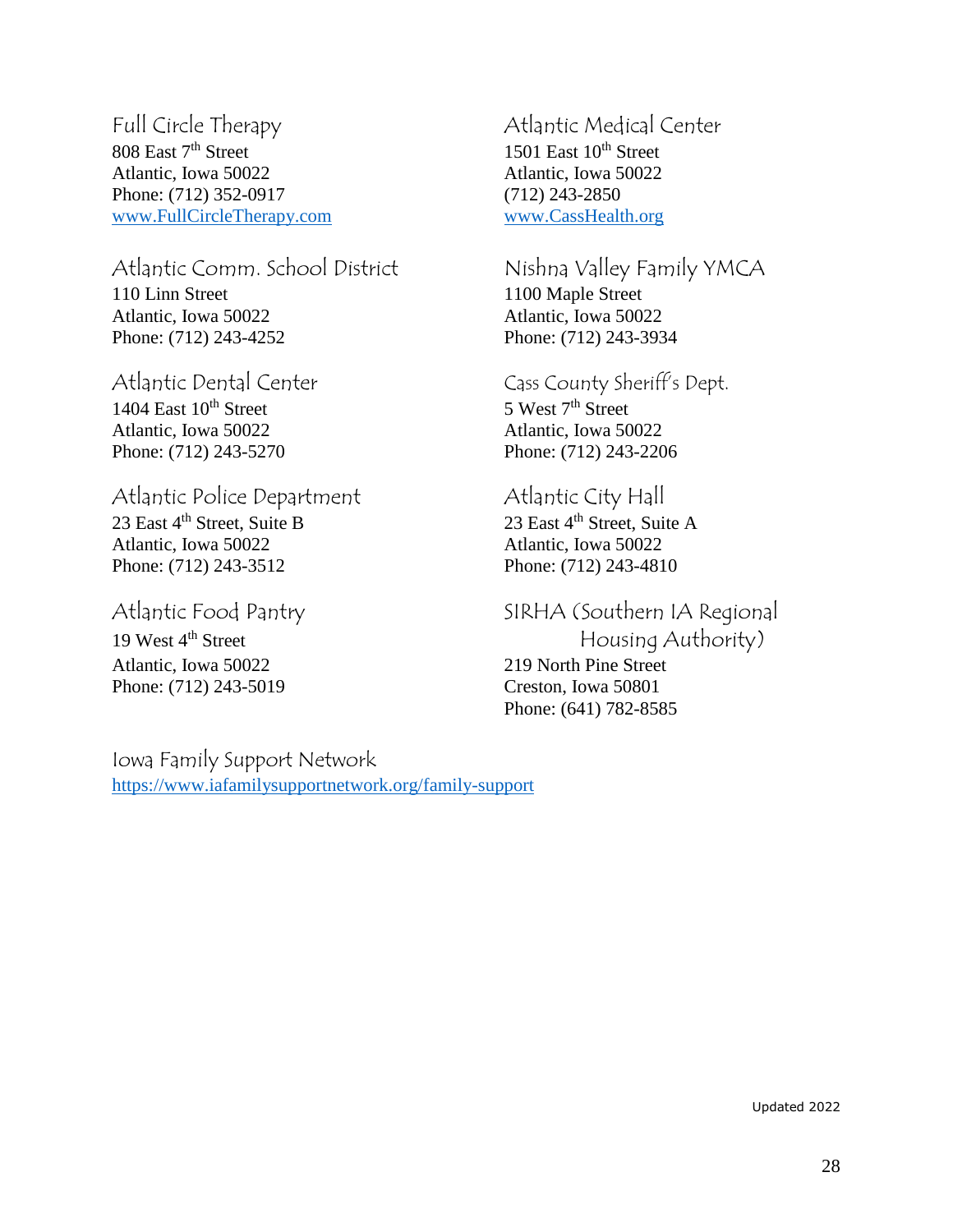### Full Circle Therapy

808 East 7th Street
Atlantic, Iowa 50022
Phone: (712) 352-0917
www.FullCircleTherapy.com

### Atlantic Comm. School District

110 Linn Street
Atlantic, Iowa 50022
Phone: (712) 243-4252

### Atlantic Dental Center

1404 East 10th Street
Atlantic, Iowa 50022
Phone: (712) 243-5270

### Atlantic Police Department

23 East 4th Street, Suite B
Atlantic, Iowa 50022
Phone: (712) 243-3512

### Atlantic Food Pantry

19 West 4th Street
Atlantic, Iowa 50022
Phone: (712) 243-5019

### Atlantic Medical Center

1501 East 10th Street
Atlantic, Iowa 50022
(712) 243-2850
www.CassHealth.org

### Nishna Valley Family YMCA

1100 Maple Street
Atlantic, Iowa 50022
Phone: (712) 243-3934

### Cass County Sheriff's Dept.

5 West 7th Street
Atlantic, Iowa 50022
Phone: (712) 243-2206

### Atlantic City Hall

23 East 4th Street, Suite A
Atlantic, Iowa 50022
Phone: (712) 243-4810

### SIRHA (Southern IA Regional Housing Authority)

219 North Pine Street
Creston, Iowa 50801
Phone: (641) 782-8585

### Iowa Family Support Network

https://www.iafamilysupportnetwork.org/family-support

Updated 2022